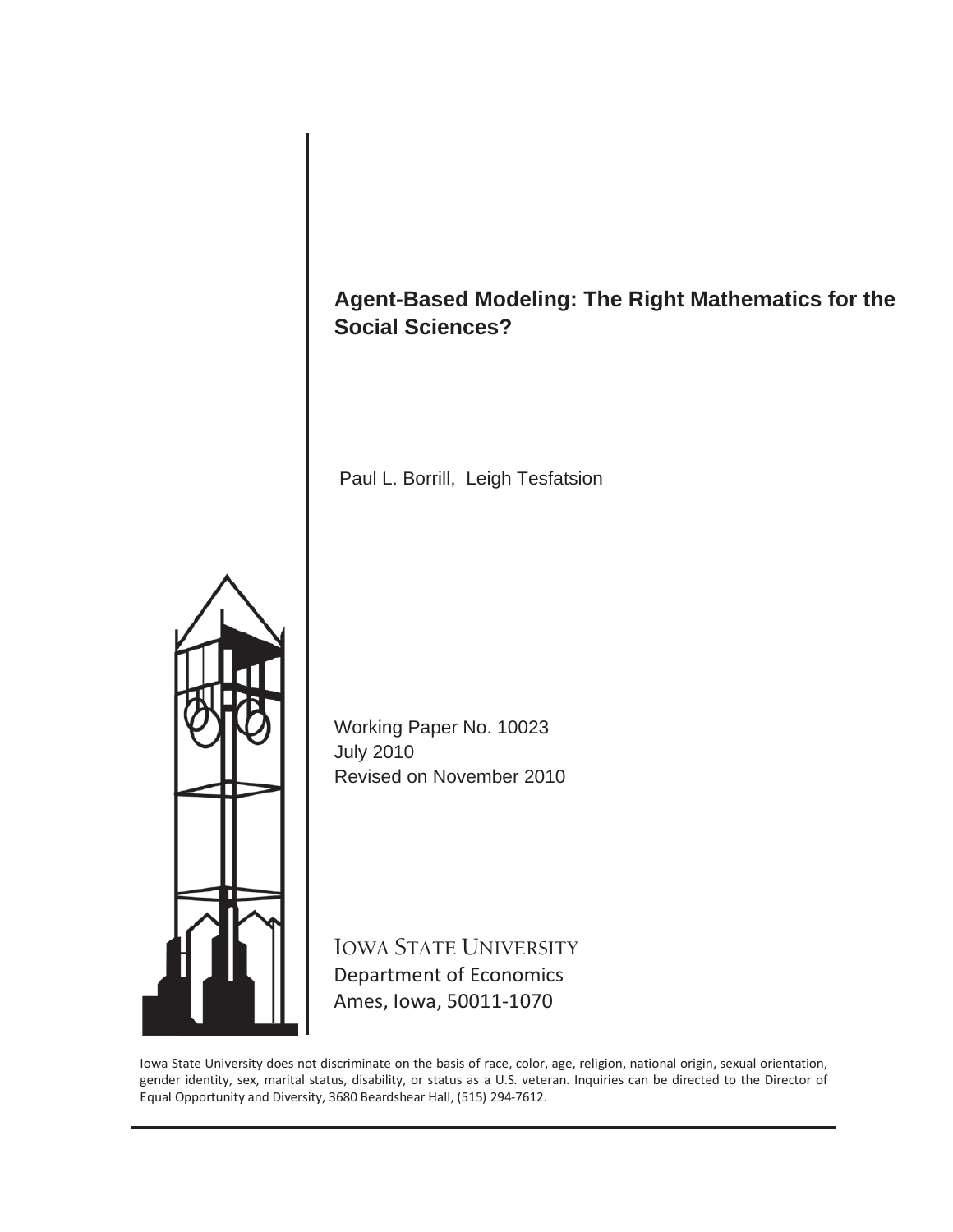# Agent-Based Modeling: The Right Mathematics for the Social Sciences?

Paul L. Borrill, Leigh Tesfatsion

Working Paper No. 10023
July 2010
Revised on November 2010

IOWA STATE UNIVERSITY
Department of Economics
Ames, Iowa, 50011-1070

Iowa State University does not discriminate on the basis of race, color, age, religion, national origin, sexual orientation, gender identity, sex, marital status, disability, or status as a U.S. veteran. Inquiries can be directed to the Director of Equal Opportunity and Diversity, 3680 Beardshear Hall, (515) 294-7612.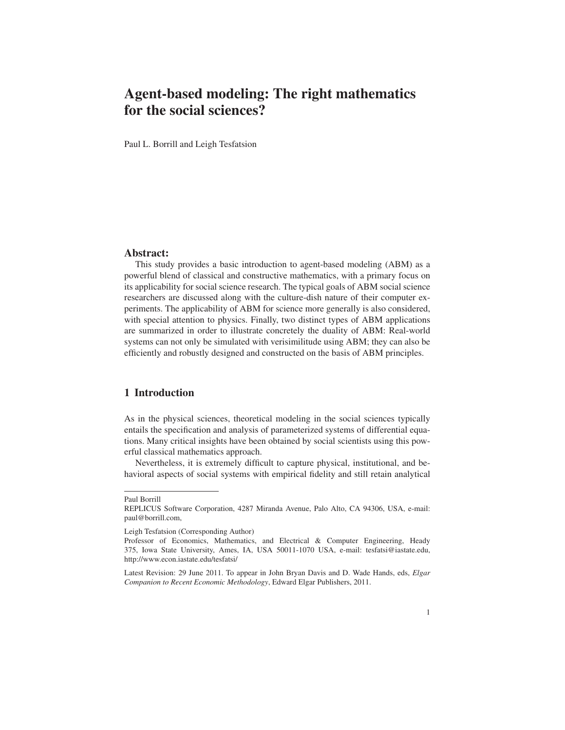# Agent-based modeling: The right mathematics for the social sciences?

Paul L. Borrill and Leigh Tesfatsion

## Abstract:

This study provides a basic introduction to agent-based modeling (ABM) as a powerful blend of classical and constructive mathematics, with a primary focus on its applicability for social science research. The typical goals of ABM social science researchers are discussed along with the culture-dish nature of their computer experiments. The applicability of ABM for science more generally is also considered, with special attention to physics. Finally, two distinct types of ABM applications are summarized in order to illustrate concretely the duality of ABM: Real-world systems can not only be simulated with verisimilitude using ABM; they can also be efficiently and robustly designed and constructed on the basis of ABM principles.

## 1 Introduction

As in the physical sciences, theoretical modeling in the social sciences typically entails the specification and analysis of parameterized systems of differential equations. Many critical insights have been obtained by social scientists using this powerful classical mathematics approach.

Nevertheless, it is extremely difficult to capture physical, institutional, and behavioral aspects of social systems with empirical fidelity and still retain analytical

---

Paul Borrill
REPLICUS Software Corporation, 4287 Miranda Avenue, Palo Alto, CA 94306, USA, e-mail: paul@borrill.com,

Leigh Tesfatsion (Corresponding Author)
Professor of Economics, Mathematics, and Electrical & Computer Engineering, Heady 375, Iowa State University, Ames, IA, USA 50011-1070 USA, e-mail: tesfatsi@iastate.edu, http://www.econ.iastate.edu/tesfatsi/

Latest Revision: 29 June 2011. To appear in John Bryan Davis and D. Wade Hands, eds, *Elgar Companion to Recent Economic Methodology*, Edward Elgar Publishers, 2011.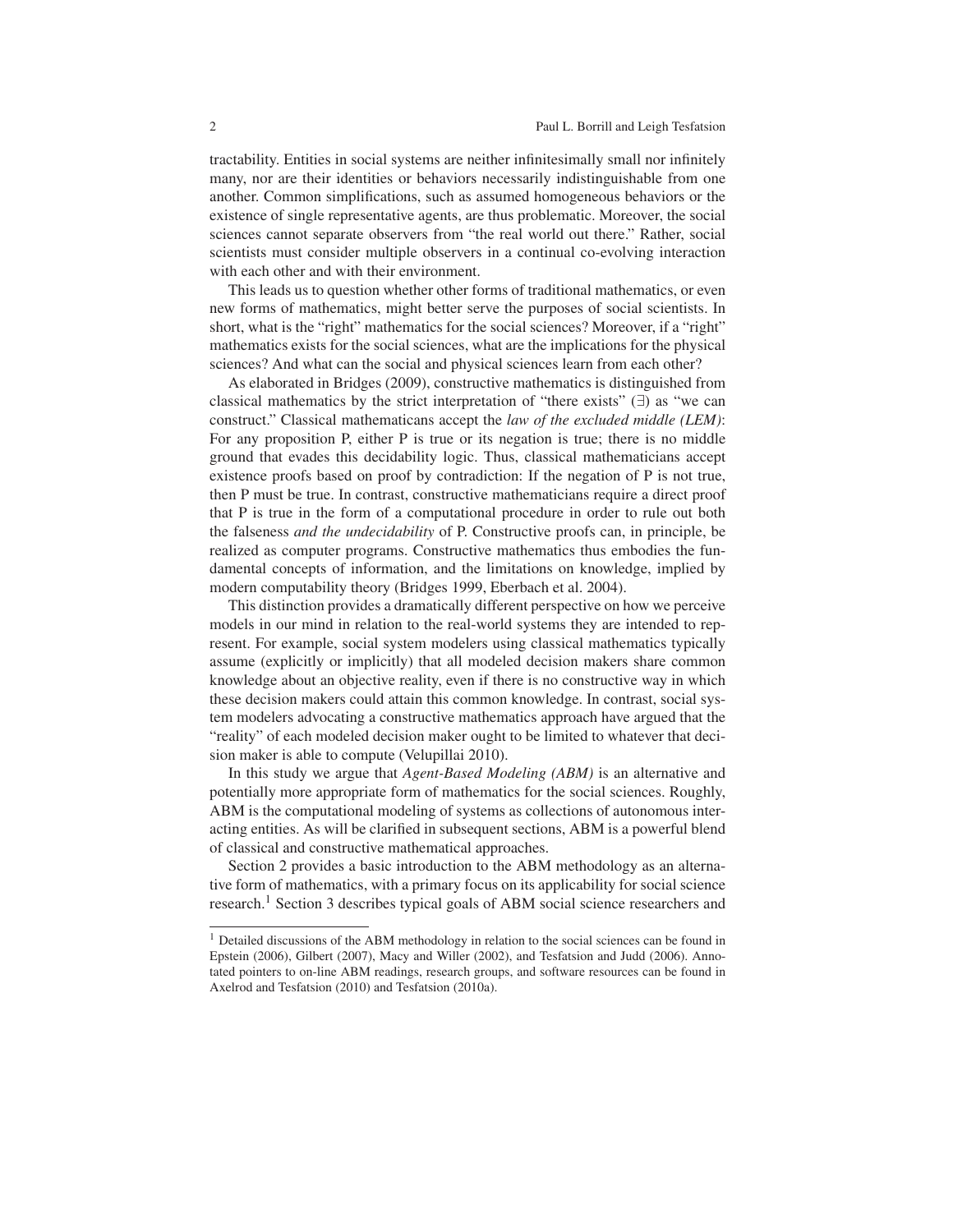tractability. Entities in social systems are neither infinitesimally small nor infinitely many, nor are their identities or behaviors necessarily indistinguishable from one another. Common simplifications, such as assumed homogeneous behaviors or the existence of single representative agents, are thus problematic. Moreover, the social sciences cannot separate observers from "the real world out there." Rather, social scientists must consider multiple observers in a continual co-evolving interaction with each other and with their environment.

This leads us to question whether other forms of traditional mathematics, or even new forms of mathematics, might better serve the purposes of social scientists. In short, what is the "right" mathematics for the social sciences? Moreover, if a "right" mathematics exists for the social sciences, what are the implications for the physical sciences? And what can the social and physical sciences learn from each other?

As elaborated in Bridges (2009), constructive mathematics is distinguished from classical mathematics by the strict interpretation of "there exists" ($\exists$) as "we can construct." Classical mathematicans accept the *law of the excluded middle (LEM)*: For any proposition P, either P is true or its negation is true; there is no middle ground that evades this decidability logic. Thus, classical mathematicians accept existence proofs based on proof by contradiction: If the negation of P is not true, then P must be true. In contrast, constructive mathematicians require a direct proof that P is true in the form of a computational procedure in order to rule out both the falseness *and the undecidability* of P. Constructive proofs can, in principle, be realized as computer programs. Constructive mathematics thus embodies the fundamental concepts of information, and the limitations on knowledge, implied by modern computability theory (Bridges 1999, Eberbach et al. 2004).

This distinction provides a dramatically different perspective on how we perceive models in our mind in relation to the real-world systems they are intended to represent. For example, social system modelers using classical mathematics typically assume (explicitly or implicitly) that all modeled decision makers share common knowledge about an objective reality, even if there is no constructive way in which these decision makers could attain this common knowledge. In contrast, social system modelers advocating a constructive mathematics approach have argued that the "reality" of each modeled decision maker ought to be limited to whatever that decision maker is able to compute (Velupillai 2010).

In this study we argue that *Agent-Based Modeling (ABM)* is an alternative and potentially more appropriate form of mathematics for the social sciences. Roughly, ABM is the computational modeling of systems as collections of autonomous interacting entities. As will be clarified in subsequent sections, ABM is a powerful blend of classical and constructive mathematical approaches.

Section 2 provides a basic introduction to the ABM methodology as an alternative form of mathematics, with a primary focus on its applicability for social science research.[1] Section 3 describes typical goals of ABM social science researchers and

---

[1] Detailed discussions of the ABM methodology in relation to the social sciences can be found in Epstein (2006), Gilbert (2007), Macy and Willer (2002), and Tesfatsion and Judd (2006). Annotated pointers to on-line ABM readings, research groups, and software resources can be found in Axelrod and Tesfatsion (2010) and Tesfatsion (2010a).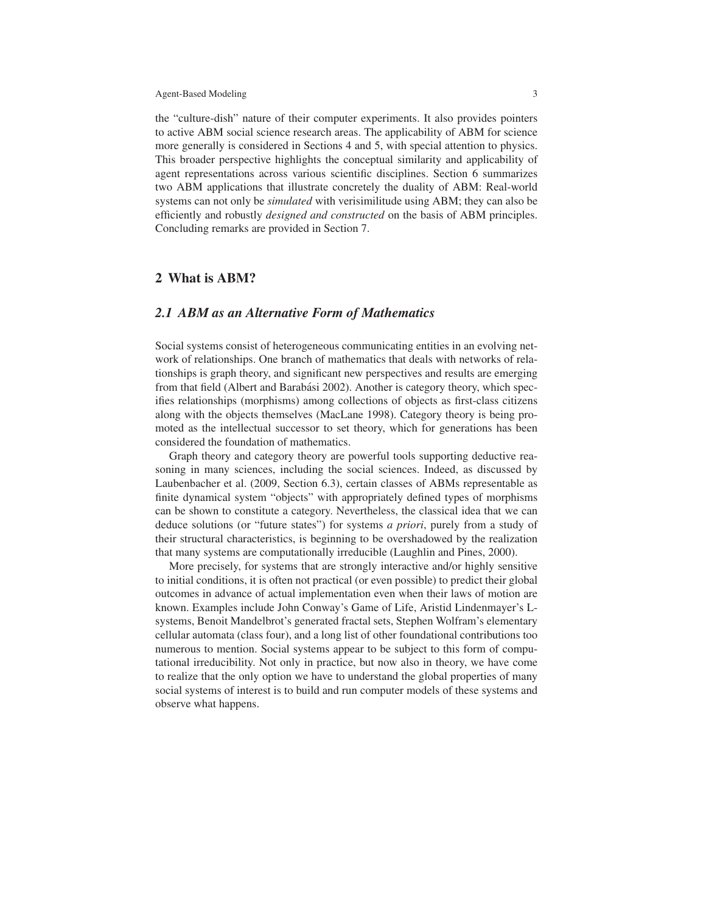the "culture-dish" nature of their computer experiments. It also provides pointers to active ABM social science research areas. The applicability of ABM for science more generally is considered in Sections 4 and 5, with special attention to physics. This broader perspective highlights the conceptual similarity and applicability of agent representations across various scientific disciplines. Section 6 summarizes two ABM applications that illustrate concretely the duality of ABM: Real-world systems can not only be *simulated* with verisimilitude using ABM; they can also be efficiently and robustly *designed and constructed* on the basis of ABM principles. Concluding remarks are provided in Section 7.

## 2 What is ABM?

### 2.1 ABM as an Alternative Form of Mathematics

Social systems consist of heterogeneous communicating entities in an evolving network of relationships. One branch of mathematics that deals with networks of relationships is graph theory, and significant new perspectives and results are emerging from that field (Albert and Barabási 2002). Another is category theory, which specifies relationships (morphisms) among collections of objects as first-class citizens along with the objects themselves (MacLane 1998). Category theory is being promoted as the intellectual successor to set theory, which for generations has been considered the foundation of mathematics.

Graph theory and category theory are powerful tools supporting deductive reasoning in many sciences, including the social sciences. Indeed, as discussed by Laubenbacher et al. (2009, Section 6.3), certain classes of ABMs representable as finite dynamical system "objects" with appropriately defined types of morphisms can be shown to constitute a category. Nevertheless, the classical idea that we can deduce solutions (or "future states") for systems *a priori*, purely from a study of their structural characteristics, is beginning to be overshadowed by the realization that many systems are computationally irreducible (Laughlin and Pines, 2000).

More precisely, for systems that are strongly interactive and/or highly sensitive to initial conditions, it is often not practical (or even possible) to predict their global outcomes in advance of actual implementation even when their laws of motion are known. Examples include John Conway's Game of Life, Aristid Lindenmayer's L-systems, Benoit Mandelbrot's generated fractal sets, Stephen Wolfram's elementary cellular automata (class four), and a long list of other foundational contributions too numerous to mention. Social systems appear to be subject to this form of computational irreducibility. Not only in practice, but now also in theory, we have come to realize that the only option we have to understand the global properties of many social systems of interest is to build and run computer models of these systems and observe what happens.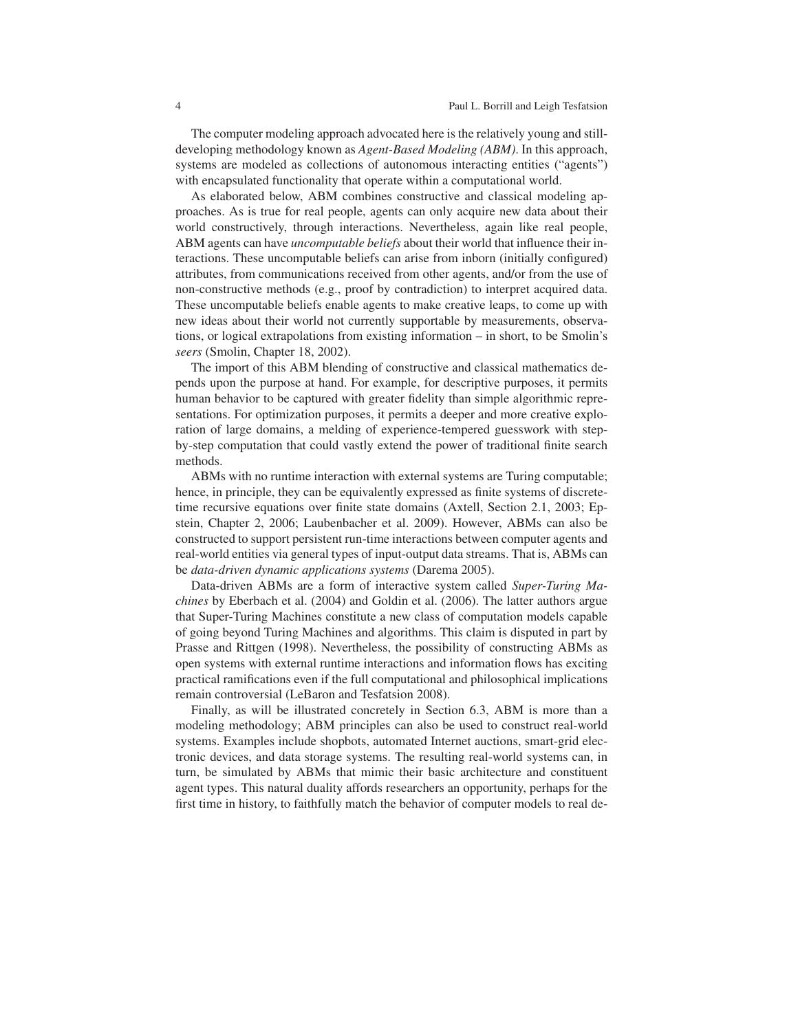The computer modeling approach advocated here is the relatively young and still-developing methodology known as *Agent-Based Modeling (ABM)*. In this approach, systems are modeled as collections of autonomous interacting entities ("agents") with encapsulated functionality that operate within a computational world.

As elaborated below, ABM combines constructive and classical modeling approaches. As is true for real people, agents can only acquire new data about their world constructively, through interactions. Nevertheless, again like real people, ABM agents can have *uncomputable beliefs* about their world that influence their interactions. These uncomputable beliefs can arise from inborn (initially configured) attributes, from communications received from other agents, and/or from the use of non-constructive methods (e.g., proof by contradiction) to interpret acquired data. These uncomputable beliefs enable agents to make creative leaps, to come up with new ideas about their world not currently supportable by measurements, observations, or logical extrapolations from existing information – in short, to be Smolin's *seers* (Smolin, Chapter 18, 2002).

The import of this ABM blending of constructive and classical mathematics depends upon the purpose at hand. For example, for descriptive purposes, it permits human behavior to be captured with greater fidelity than simple algorithmic representations. For optimization purposes, it permits a deeper and more creative exploration of large domains, a melding of experience-tempered guesswork with step-by-step computation that could vastly extend the power of traditional finite search methods.

ABMs with no runtime interaction with external systems are Turing computable; hence, in principle, they can be equivalently expressed as finite systems of discrete-time recursive equations over finite state domains (Axtell, Section 2.1, 2003; Epstein, Chapter 2, 2006; Laubenbacher et al. 2009). However, ABMs can also be constructed to support persistent run-time interactions between computer agents and real-world entities via general types of input-output data streams. That is, ABMs can be *data-driven dynamic applications systems* (Darema 2005).

Data-driven ABMs are a form of interactive system called *Super-Turing Machines* by Eberbach et al. (2004) and Goldin et al. (2006). The latter authors argue that Super-Turing Machines constitute a new class of computation models capable of going beyond Turing Machines and algorithms. This claim is disputed in part by Prasse and Rittgen (1998). Nevertheless, the possibility of constructing ABMs as open systems with external runtime interactions and information flows has exciting practical ramifications even if the full computational and philosophical implications remain controversial (LeBaron and Tesfatsion 2008).

Finally, as will be illustrated concretely in Section 6.3, ABM is more than a modeling methodology; ABM principles can also be used to construct real-world systems. Examples include shopbots, automated Internet auctions, smart-grid electronic devices, and data storage systems. The resulting real-world systems can, in turn, be simulated by ABMs that mimic their basic architecture and constituent agent types. This natural duality affords researchers an opportunity, perhaps for the first time in history, to faithfully match the behavior of computer models to real de-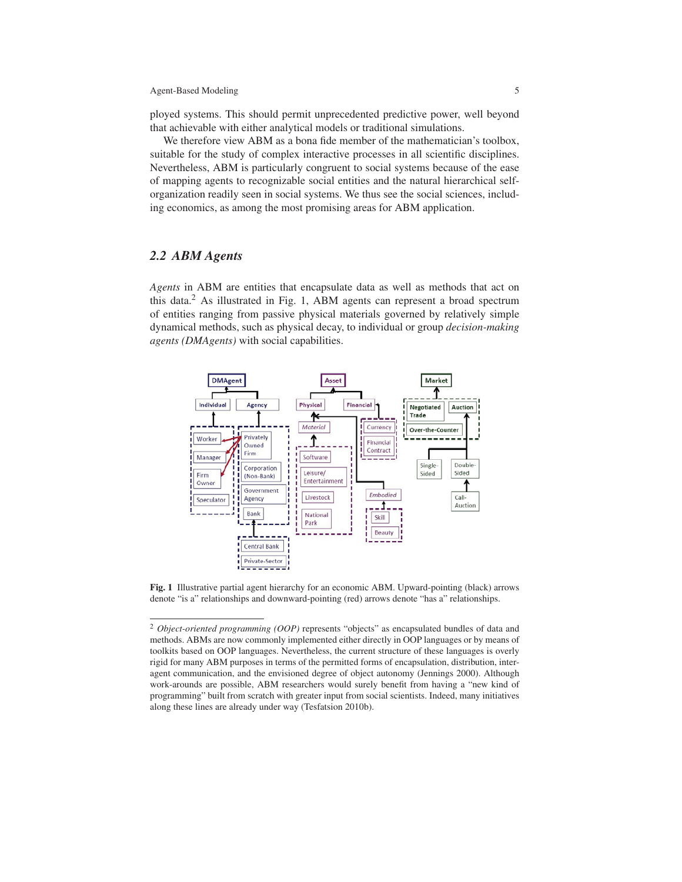ployed systems. This should permit unprecedented predictive power, well beyond that achievable with either analytical models or traditional simulations.

We therefore view ABM as a bona fide member of the mathematician's toolbox, suitable for the study of complex interactive processes in all scientific disciplines. Nevertheless, ABM is particularly congruent to social systems because of the ease of mapping agents to recognizable social entities and the natural hierarchical self-organization readily seen in social systems. We thus see the social sciences, including economics, as among the most promising areas for ABM application.

## 2.2 ABM Agents

*Agents* in ABM are entities that encapsulate data as well as methods that act on this data.[2] As illustrated in Fig. 1, ABM agents can represent a broad spectrum of entities ranging from passive physical materials governed by relatively simple dynamical methods, such as physical decay, to individual or group *decision-making agents (DMAgents)* with social capabilities.

**Fig. 1** Illustrative partial agent hierarchy for an economic ABM. Upward-pointing (black) arrows denote "is a" relationships and downward-pointing (red) arrows denote "has a" relationships.

[2] *Object-oriented programming (OOP)* represents "objects" as encapsulated bundles of data and methods. ABMs are now commonly implemented either directly in OOP languages or by means of toolkits based on OOP languages. Nevertheless, the current structure of these languages is overly rigid for many ABM purposes in terms of the permitted forms of encapsulation, distribution, inter-agent communication, and the envisioned degree of object autonomy (Jennings 2000). Although work-arounds are possible, ABM researchers would surely benefit from having a "new kind of programming" built from scratch with greater input from social scientists. Indeed, many initiatives along these lines are already under way (Tesfatsion 2010b).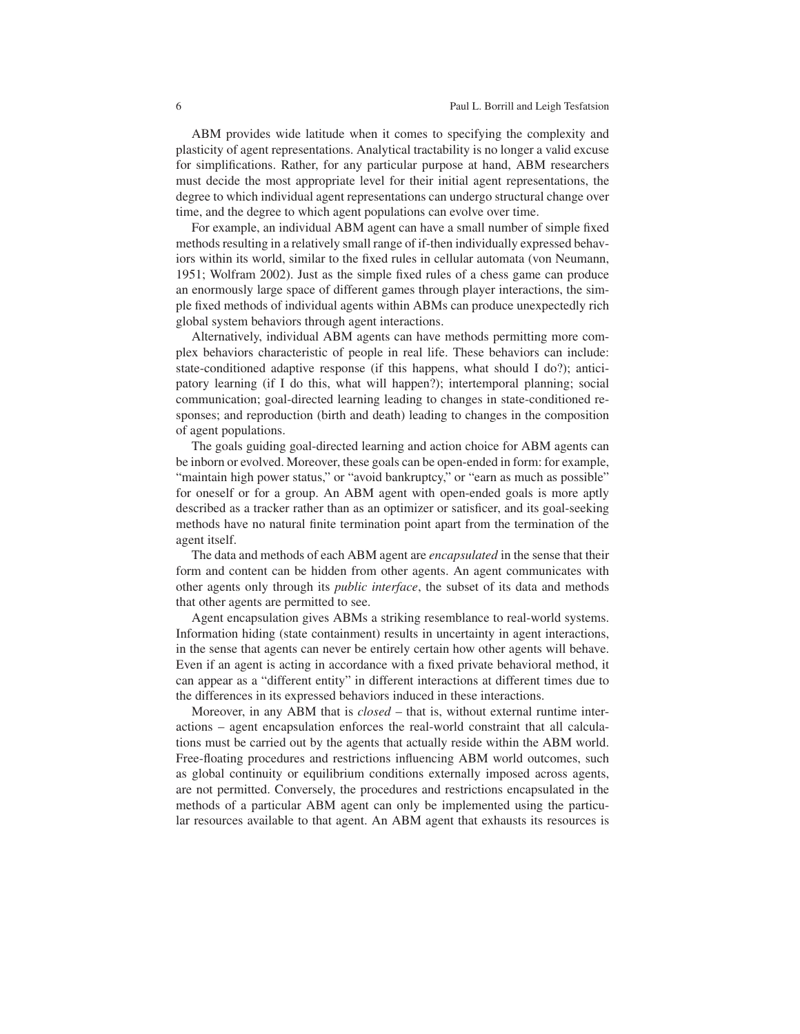ABM provides wide latitude when it comes to specifying the complexity and plasticity of agent representations. Analytical tractability is no longer a valid excuse for simplifications. Rather, for any particular purpose at hand, ABM researchers must decide the most appropriate level for their initial agent representations, the degree to which individual agent representations can undergo structural change over time, and the degree to which agent populations can evolve over time.

For example, an individual ABM agent can have a small number of simple fixed methods resulting in a relatively small range of if-then individually expressed behaviors within its world, similar to the fixed rules in cellular automata (von Neumann, 1951; Wolfram 2002). Just as the simple fixed rules of a chess game can produce an enormously large space of different games through player interactions, the simple fixed methods of individual agents within ABMs can produce unexpectedly rich global system behaviors through agent interactions.

Alternatively, individual ABM agents can have methods permitting more complex behaviors characteristic of people in real life. These behaviors can include: state-conditioned adaptive response (if this happens, what should I do?); anticipatory learning (if I do this, what will happen?); intertemporal planning; social communication; goal-directed learning leading to changes in state-conditioned responses; and reproduction (birth and death) leading to changes in the composition of agent populations.

The goals guiding goal-directed learning and action choice for ABM agents can be inborn or evolved. Moreover, these goals can be open-ended in form: for example, "maintain high power status," or "avoid bankruptcy," or "earn as much as possible" for oneself or for a group. An ABM agent with open-ended goals is more aptly described as a tracker rather than as an optimizer or satisficer, and its goal-seeking methods have no natural finite termination point apart from the termination of the agent itself.

The data and methods of each ABM agent are *encapsulated* in the sense that their form and content can be hidden from other agents. An agent communicates with other agents only through its *public interface*, the subset of its data and methods that other agents are permitted to see.

Agent encapsulation gives ABMs a striking resemblance to real-world systems. Information hiding (state containment) results in uncertainty in agent interactions, in the sense that agents can never be entirely certain how other agents will behave. Even if an agent is acting in accordance with a fixed private behavioral method, it can appear as a "different entity" in different interactions at different times due to the differences in its expressed behaviors induced in these interactions.

Moreover, in any ABM that is *closed* – that is, without external runtime interactions – agent encapsulation enforces the real-world constraint that all calculations must be carried out by the agents that actually reside within the ABM world. Free-floating procedures and restrictions influencing ABM world outcomes, such as global continuity or equilibrium conditions externally imposed across agents, are not permitted. Conversely, the procedures and restrictions encapsulated in the methods of a particular ABM agent can only be implemented using the particular resources available to that agent. An ABM agent that exhausts its resources is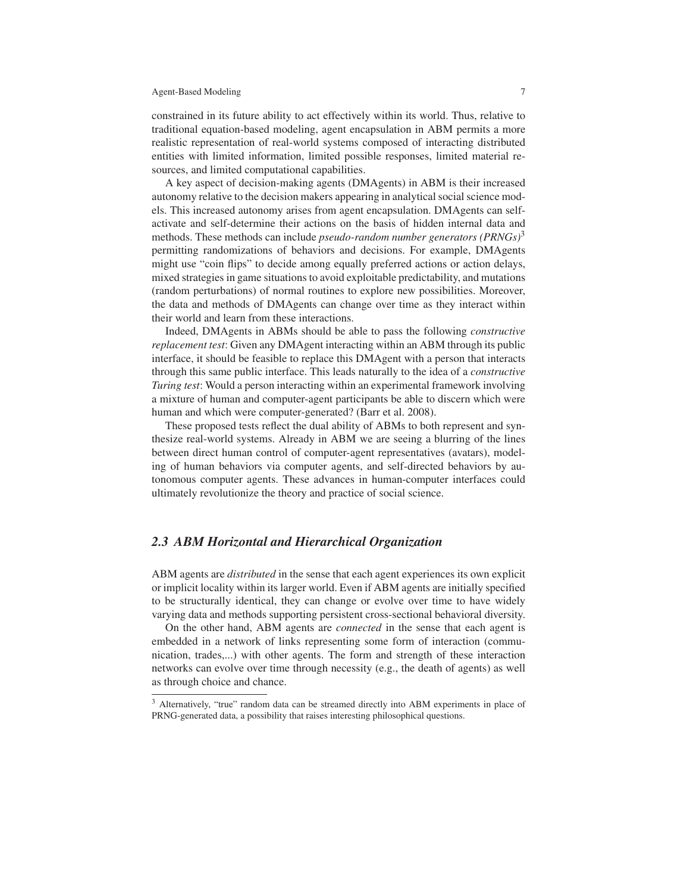constrained in its future ability to act effectively within its world. Thus, relative to traditional equation-based modeling, agent encapsulation in ABM permits a more realistic representation of real-world systems composed of interacting distributed entities with limited information, limited possible responses, limited material resources, and limited computational capabilities.

A key aspect of decision-making agents (DMAgents) in ABM is their increased autonomy relative to the decision makers appearing in analytical social science models. This increased autonomy arises from agent encapsulation. DMAgents can self-activate and self-determine their actions on the basis of hidden internal data and methods. These methods can include *pseudo-random number generators (PRNGs)*[3] permitting randomizations of behaviors and decisions. For example, DMAgents might use "coin flips" to decide among equally preferred actions or action delays, mixed strategies in game situations to avoid exploitable predictability, and mutations (random perturbations) of normal routines to explore new possibilities. Moreover, the data and methods of DMAgents can change over time as they interact within their world and learn from these interactions.

Indeed, DMAgents in ABMs should be able to pass the following *constructive replacement test*: Given any DMAgent interacting within an ABM through its public interface, it should be feasible to replace this DMAgent with a person that interacts through this same public interface. This leads naturally to the idea of a *constructive Turing test*: Would a person interacting within an experimental framework involving a mixture of human and computer-agent participants be able to discern which were human and which were computer-generated? (Barr et al. 2008).

These proposed tests reflect the dual ability of ABMs to both represent and synthesize real-world systems. Already in ABM we are seeing a blurring of the lines between direct human control of computer-agent representatives (avatars), modeling of human behaviors via computer agents, and self-directed behaviors by autonomous computer agents. These advances in human-computer interfaces could ultimately revolutionize the theory and practice of social science.

## 2.3 ABM Horizontal and Hierarchical Organization

ABM agents are *distributed* in the sense that each agent experiences its own explicit or implicit locality within its larger world. Even if ABM agents are initially specified to be structurally identical, they can change or evolve over time to have widely varying data and methods supporting persistent cross-sectional behavioral diversity.

On the other hand, ABM agents are *connected* in the sense that each agent is embedded in a network of links representing some form of interaction (communication, trades,...) with other agents. The form and strength of these interaction networks can evolve over time through necessity (e.g., the death of agents) as well as through choice and chance.

[3] Alternatively, "true" random data can be streamed directly into ABM experiments in place of PRNG-generated data, a possibility that raises interesting philosophical questions.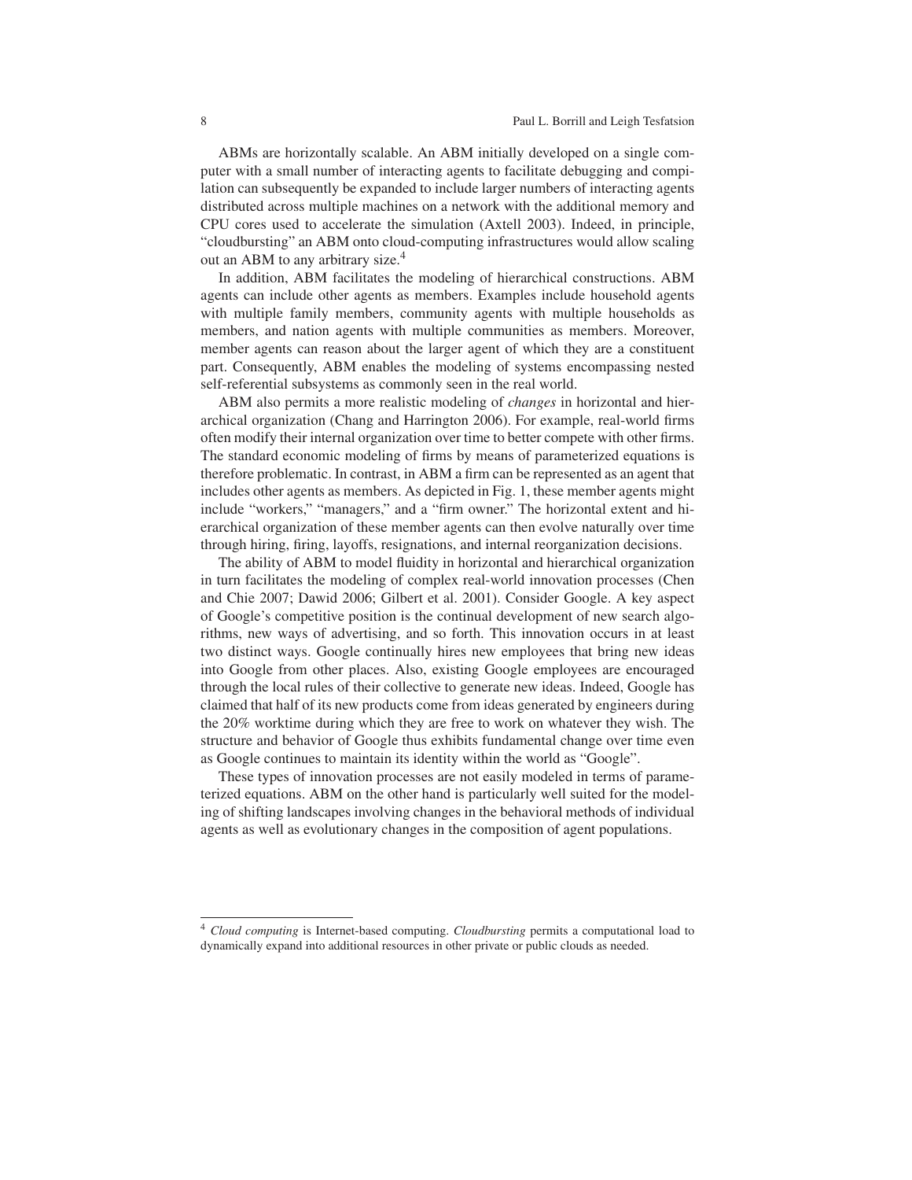ABMs are horizontally scalable. An ABM initially developed on a single computer with a small number of interacting agents to facilitate debugging and compilation can subsequently be expanded to include larger numbers of interacting agents distributed across multiple machines on a network with the additional memory and CPU cores used to accelerate the simulation (Axtell 2003). Indeed, in principle, "cloudbursting" an ABM onto cloud-computing infrastructures would allow scaling out an ABM to any arbitrary size.[4]

In addition, ABM facilitates the modeling of hierarchical constructions. ABM agents can include other agents as members. Examples include household agents with multiple family members, community agents with multiple households as members, and nation agents with multiple communities as members. Moreover, member agents can reason about the larger agent of which they are a constituent part. Consequently, ABM enables the modeling of systems encompassing nested self-referential subsystems as commonly seen in the real world.

ABM also permits a more realistic modeling of *changes* in horizontal and hierarchical organization (Chang and Harrington 2006). For example, real-world firms often modify their internal organization over time to better compete with other firms. The standard economic modeling of firms by means of parameterized equations is therefore problematic. In contrast, in ABM a firm can be represented as an agent that includes other agents as members. As depicted in Fig. 1, these member agents might include "workers," "managers," and a "firm owner." The horizontal extent and hierarchical organization of these member agents can then evolve naturally over time through hiring, firing, layoffs, resignations, and internal reorganization decisions.

The ability of ABM to model fluidity in horizontal and hierarchical organization in turn facilitates the modeling of complex real-world innovation processes (Chen and Chie 2007; Dawid 2006; Gilbert et al. 2001). Consider Google. A key aspect of Google's competitive position is the continual development of new search algorithms, new ways of advertising, and so forth. This innovation occurs in at least two distinct ways. Google continually hires new employees that bring new ideas into Google from other places. Also, existing Google employees are encouraged through the local rules of their collective to generate new ideas. Indeed, Google has claimed that half of its new products come from ideas generated by engineers during the 20% worktime during which they are free to work on whatever they wish. The structure and behavior of Google thus exhibits fundamental change over time even as Google continues to maintain its identity within the world as "Google".

These types of innovation processes are not easily modeled in terms of parameterized equations. ABM on the other hand is particularly well suited for the modeling of shifting landscapes involving changes in the behavioral methods of individual agents as well as evolutionary changes in the composition of agent populations.

---

[4] *Cloud computing* is Internet-based computing. *Cloudbursting* permits a computational load to dynamically expand into additional resources in other private or public clouds as needed.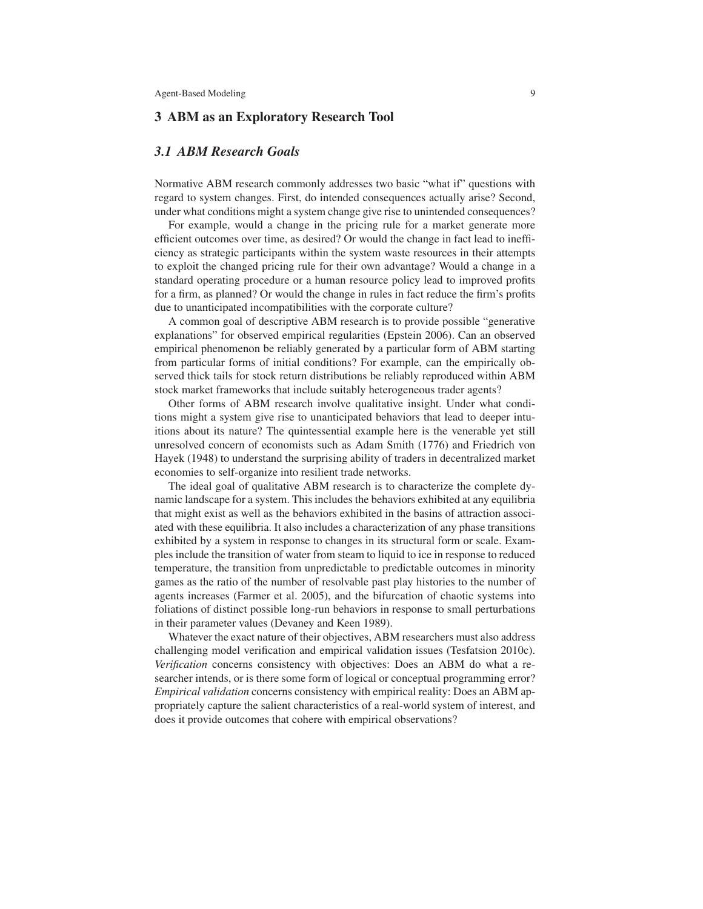## 3 ABM as an Exploratory Research Tool

### *3.1 ABM Research Goals*

Normative ABM research commonly addresses two basic "what if" questions with regard to system changes. First, do intended consequences actually arise? Second, under what conditions might a system change give rise to unintended consequences?

For example, would a change in the pricing rule for a market generate more efficient outcomes over time, as desired? Or would the change in fact lead to inefficiency as strategic participants within the system waste resources in their attempts to exploit the changed pricing rule for their own advantage? Would a change in a standard operating procedure or a human resource policy lead to improved profits for a firm, as planned? Or would the change in rules in fact reduce the firm's profits due to unanticipated incompatibilities with the corporate culture?

A common goal of descriptive ABM research is to provide possible "generative explanations" for observed empirical regularities (Epstein 2006). Can an observed empirical phenomenon be reliably generated by a particular form of ABM starting from particular forms of initial conditions? For example, can the empirically observed thick tails for stock return distributions be reliably reproduced within ABM stock market frameworks that include suitably heterogeneous trader agents?

Other forms of ABM research involve qualitative insight. Under what conditions might a system give rise to unanticipated behaviors that lead to deeper intuitions about its nature? The quintessential example here is the venerable yet still unresolved concern of economists such as Adam Smith (1776) and Friedrich von Hayek (1948) to understand the surprising ability of traders in decentralized market economies to self-organize into resilient trade networks.

The ideal goal of qualitative ABM research is to characterize the complete dynamic landscape for a system. This includes the behaviors exhibited at any equilibria that might exist as well as the behaviors exhibited in the basins of attraction associated with these equilibria. It also includes a characterization of any phase transitions exhibited by a system in response to changes in its structural form or scale. Examples include the transition of water from steam to liquid to ice in response to reduced temperature, the transition from unpredictable to predictable outcomes in minority games as the ratio of the number of resolvable past play histories to the number of agents increases (Farmer et al. 2005), and the bifurcation of chaotic systems into foliations of distinct possible long-run behaviors in response to small perturbations in their parameter values (Devaney and Keen 1989).

Whatever the exact nature of their objectives, ABM researchers must also address challenging model verification and empirical validation issues (Tesfatsion 2010c). *Verification* concerns consistency with objectives: Does an ABM do what a researcher intends, or is there some form of logical or conceptual programming error? *Empirical validation* concerns consistency with empirical reality: Does an ABM appropriately capture the salient characteristics of a real-world system of interest, and does it provide outcomes that cohere with empirical observations?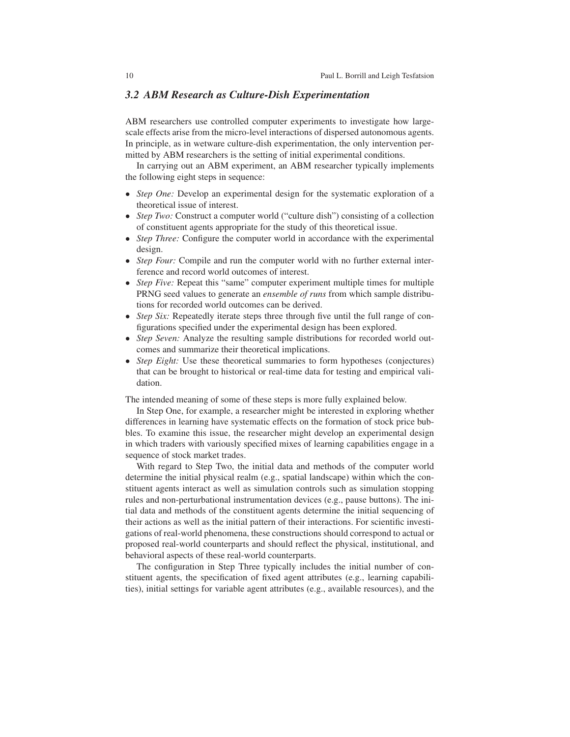### 3.2 ABM Research as Culture-Dish Experimentation

ABM researchers use controlled computer experiments to investigate how large-scale effects arise from the micro-level interactions of dispersed autonomous agents. In principle, as in wetware culture-dish experimentation, the only intervention permitted by ABM researchers is the setting of initial experimental conditions.

In carrying out an ABM experiment, an ABM researcher typically implements the following eight steps in sequence:

- *Step One:* Develop an experimental design for the systematic exploration of a theoretical issue of interest.
- *Step Two:* Construct a computer world ("culture dish") consisting of a collection of constituent agents appropriate for the study of this theoretical issue.
- *Step Three:* Configure the computer world in accordance with the experimental design.
- *Step Four:* Compile and run the computer world with no further external interference and record world outcomes of interest.
- *Step Five:* Repeat this "same" computer experiment multiple times for multiple PRNG seed values to generate an *ensemble of runs* from which sample distributions for recorded world outcomes can be derived.
- *Step Six:* Repeatedly iterate steps three through five until the full range of configurations specified under the experimental design has been explored.
- *Step Seven:* Analyze the resulting sample distributions for recorded world outcomes and summarize their theoretical implications.
- *Step Eight:* Use these theoretical summaries to form hypotheses (conjectures) that can be brought to historical or real-time data for testing and empirical validation.

The intended meaning of some of these steps is more fully explained below.

In Step One, for example, a researcher might be interested in exploring whether differences in learning have systematic effects on the formation of stock price bubbles. To examine this issue, the researcher might develop an experimental design in which traders with variously specified mixes of learning capabilities engage in a sequence of stock market trades.

With regard to Step Two, the initial data and methods of the computer world determine the initial physical realm (e.g., spatial landscape) within which the constituent agents interact as well as simulation controls such as simulation stopping rules and non-perturbational instrumentation devices (e.g., pause buttons). The initial data and methods of the constituent agents determine the initial sequencing of their actions as well as the initial pattern of their interactions. For scientific investigations of real-world phenomena, these constructions should correspond to actual or proposed real-world counterparts and should reflect the physical, institutional, and behavioral aspects of these real-world counterparts.

The configuration in Step Three typically includes the initial number of constituent agents, the specification of fixed agent attributes (e.g., learning capabilities), initial settings for variable agent attributes (e.g., available resources), and the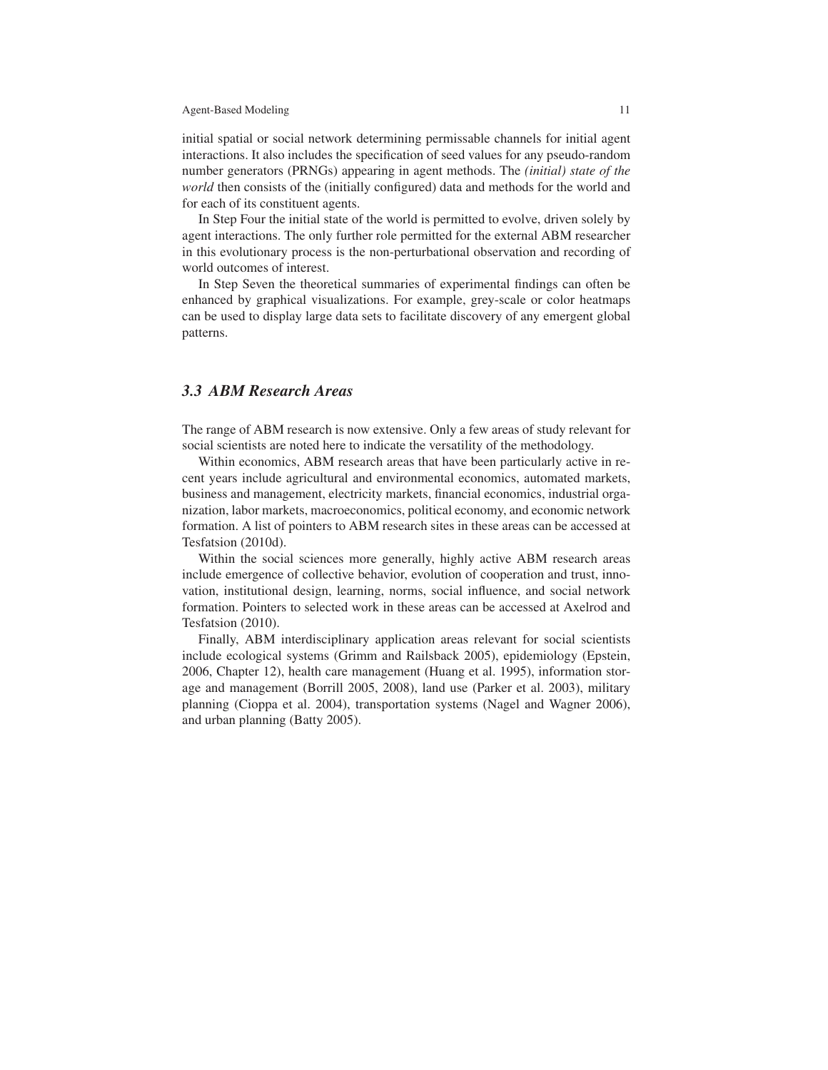initial spatial or social network determining permissable channels for initial agent interactions. It also includes the specification of seed values for any pseudo-random number generators (PRNGs) appearing in agent methods. The *(initial) state of the world* then consists of the (initially configured) data and methods for the world and for each of its constituent agents.

In Step Four the initial state of the world is permitted to evolve, driven solely by agent interactions. The only further role permitted for the external ABM researcher in this evolutionary process is the non-perturbational observation and recording of world outcomes of interest.

In Step Seven the theoretical summaries of experimental findings can often be enhanced by graphical visualizations. For example, grey-scale or color heatmaps can be used to display large data sets to facilitate discovery of any emergent global patterns.

### *3.3 ABM Research Areas*

The range of ABM research is now extensive. Only a few areas of study relevant for social scientists are noted here to indicate the versatility of the methodology.

Within economics, ABM research areas that have been particularly active in recent years include agricultural and environmental economics, automated markets, business and management, electricity markets, financial economics, industrial organization, labor markets, macroeconomics, political economy, and economic network formation. A list of pointers to ABM research sites in these areas can be accessed at Tesfatsion (2010d).

Within the social sciences more generally, highly active ABM research areas include emergence of collective behavior, evolution of cooperation and trust, innovation, institutional design, learning, norms, social influence, and social network formation. Pointers to selected work in these areas can be accessed at Axelrod and Tesfatsion (2010).

Finally, ABM interdisciplinary application areas relevant for social scientists include ecological systems (Grimm and Railsback 2005), epidemiology (Epstein, 2006, Chapter 12), health care management (Huang et al. 1995), information storage and management (Borrill 2005, 2008), land use (Parker et al. 2003), military planning (Cioppa et al. 2004), transportation systems (Nagel and Wagner 2006), and urban planning (Batty 2005).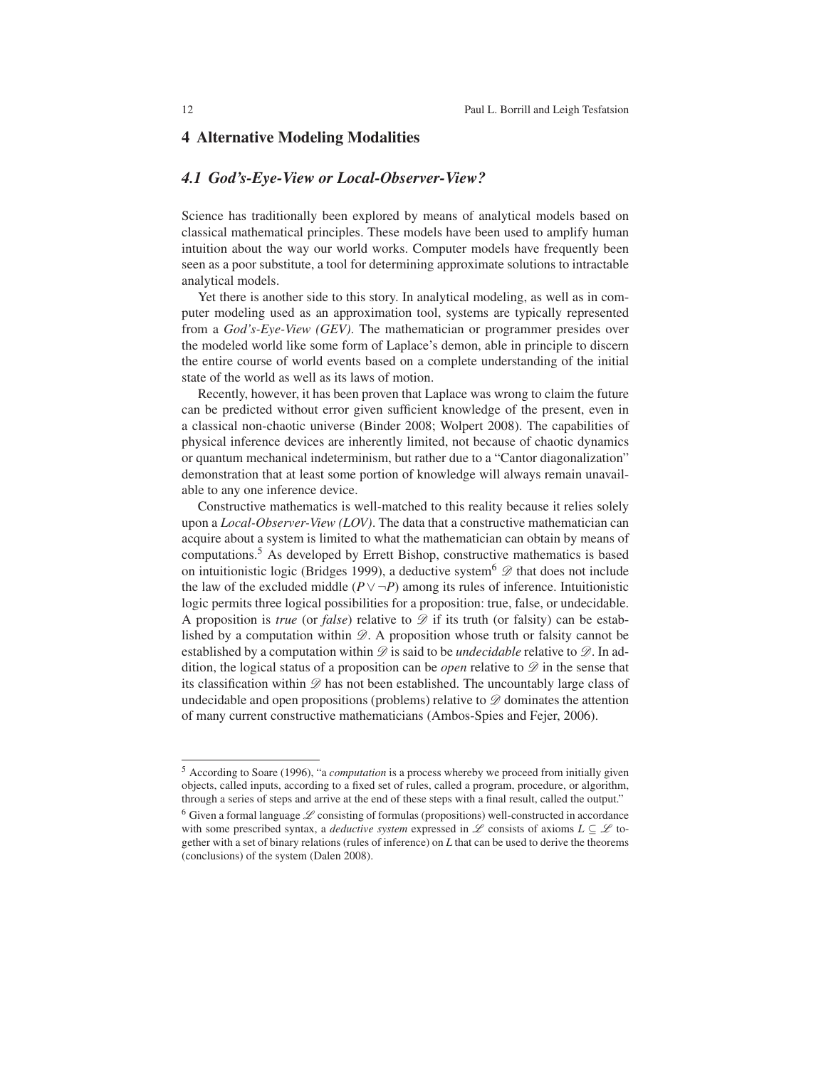## 4 Alternative Modeling Modalities

### *4.1 God's-Eye-View or Local-Observer-View?*

Science has traditionally been explored by means of analytical models based on classical mathematical principles. These models have been used to amplify human intuition about the way our world works. Computer models have frequently been seen as a poor substitute, a tool for determining approximate solutions to intractable analytical models.

Yet there is another side to this story. In analytical modeling, as well as in computer modeling used as an approximation tool, systems are typically represented from a *God's-Eye-View (GEV)*. The mathematician or programmer presides over the modeled world like some form of Laplace's demon, able in principle to discern the entire course of world events based on a complete understanding of the initial state of the world as well as its laws of motion.

Recently, however, it has been proven that Laplace was wrong to claim the future can be predicted without error given sufficient knowledge of the present, even in a classical non-chaotic universe (Binder 2008; Wolpert 2008). The capabilities of physical inference devices are inherently limited, not because of chaotic dynamics or quantum mechanical indeterminism, but rather due to a "Cantor diagonalization" demonstration that at least some portion of knowledge will always remain unavailable to any one inference device.

Constructive mathematics is well-matched to this reality because it relies solely upon a *Local-Observer-View (LOV)*. The data that a constructive mathematician can acquire about a system is limited to what the mathematician can obtain by means of computations.[5] As developed by Errett Bishop, constructive mathematics is based on intuitionistic logic (Bridges 1999), a deductive system[6] $\mathscr{D}$ that does not include the law of the excluded middle ($P \vee \neg P$) among its rules of inference. Intuitionistic logic permits three logical possibilities for a proposition: true, false, or undecidable. A proposition is *true* (or *false*) relative to $\mathscr{D}$ if its truth (or falsity) can be established by a computation within $\mathscr{D}$. A proposition whose truth or falsity cannot be established by a computation within $\mathscr{D}$ is said to be *undecidable* relative to $\mathscr{D}$. In addition, the logical status of a proposition can be *open* relative to $\mathscr{D}$ in the sense that its classification within $\mathscr{D}$ has not been established. The uncountably large class of undecidable and open propositions (problems) relative to $\mathscr{D}$ dominates the attention of many current constructive mathematicians (Ambos-Spies and Fejer, 2006).

---

[5] According to Soare (1996), "a *computation* is a process whereby we proceed from initially given objects, called inputs, according to a fixed set of rules, called a program, procedure, or algorithm, through a series of steps and arrive at the end of these steps with a final result, called the output."

[6] Given a formal language $\mathscr{L}$ consisting of formulas (propositions) well-constructed in accordance with some prescribed syntax, a *deductive system* expressed in $\mathscr{L}$ consists of axioms $L \subseteq \mathscr{L}$ together with a set of binary relations (rules of inference) on $L$ that can be used to derive the theorems (conclusions) of the system (Dalen 2008).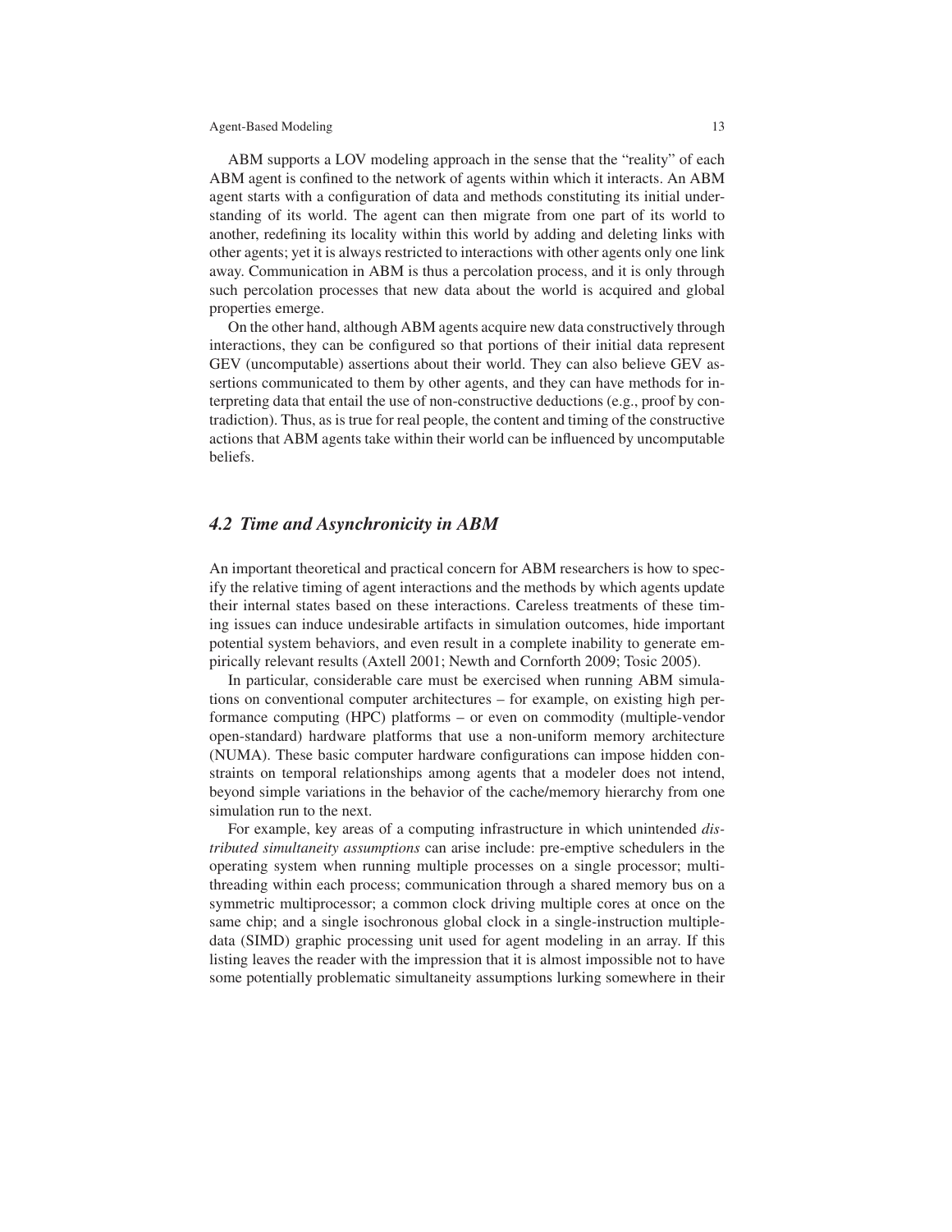ABM supports a LOV modeling approach in the sense that the "reality" of each ABM agent is confined to the network of agents within which it interacts. An ABM agent starts with a configuration of data and methods constituting its initial understanding of its world. The agent can then migrate from one part of its world to another, redefining its locality within this world by adding and deleting links with other agents; yet it is always restricted to interactions with other agents only one link away. Communication in ABM is thus a percolation process, and it is only through such percolation processes that new data about the world is acquired and global properties emerge.

On the other hand, although ABM agents acquire new data constructively through interactions, they can be configured so that portions of their initial data represent GEV (uncomputable) assertions about their world. They can also believe GEV assertions communicated to them by other agents, and they can have methods for interpreting data that entail the use of non-constructive deductions (e.g., proof by contradiction). Thus, as is true for real people, the content and timing of the constructive actions that ABM agents take within their world can be influenced by uncomputable beliefs.

### *4.2 Time and Asynchronicity in ABM*

An important theoretical and practical concern for ABM researchers is how to specify the relative timing of agent interactions and the methods by which agents update their internal states based on these interactions. Careless treatments of these timing issues can induce undesirable artifacts in simulation outcomes, hide important potential system behaviors, and even result in a complete inability to generate empirically relevant results (Axtell 2001; Newth and Cornforth 2009; Tosic 2005).

In particular, considerable care must be exercised when running ABM simulations on conventional computer architectures – for example, on existing high performance computing (HPC) platforms – or even on commodity (multiple-vendor open-standard) hardware platforms that use a non-uniform memory architecture (NUMA). These basic computer hardware configurations can impose hidden constraints on temporal relationships among agents that a modeler does not intend, beyond simple variations in the behavior of the cache/memory hierarchy from one simulation run to the next.

For example, key areas of a computing infrastructure in which unintended *distributed simultaneity assumptions* can arise include: pre-emptive schedulers in the operating system when running multiple processes on a single processor; multi-threading within each process; communication through a shared memory bus on a symmetric multiprocessor; a common clock driving multiple cores at once on the same chip; and a single isochronous global clock in a single-instruction multiple-data (SIMD) graphic processing unit used for agent modeling in an array. If this listing leaves the reader with the impression that it is almost impossible not to have some potentially problematic simultaneity assumptions lurking somewhere in their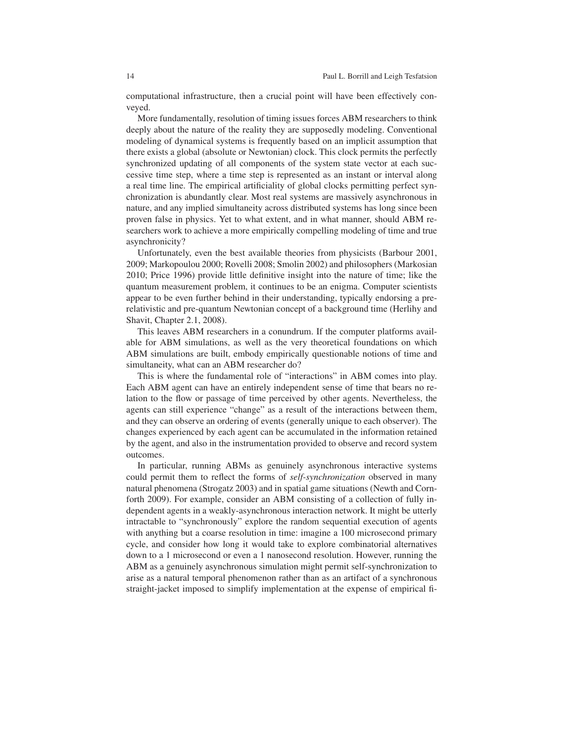computational infrastructure, then a crucial point will have been effectively conveyed.

More fundamentally, resolution of timing issues forces ABM researchers to think deeply about the nature of the reality they are supposedly modeling. Conventional modeling of dynamical systems is frequently based on an implicit assumption that there exists a global (absolute or Newtonian) clock. This clock permits the perfectly synchronized updating of all components of the system state vector at each successive time step, where a time step is represented as an instant or interval along a real time line. The empirical artificiality of global clocks permitting perfect synchronization is abundantly clear. Most real systems are massively asynchronous in nature, and any implied simultaneity across distributed systems has long since been proven false in physics. Yet to what extent, and in what manner, should ABM researchers work to achieve a more empirically compelling modeling of time and true asynchronicity?

Unfortunately, even the best available theories from physicists (Barbour 2001, 2009; Markopoulou 2000; Rovelli 2008; Smolin 2002) and philosophers (Markosian 2010; Price 1996) provide little definitive insight into the nature of time; like the quantum measurement problem, it continues to be an enigma. Computer scientists appear to be even further behind in their understanding, typically endorsing a pre-relativistic and pre-quantum Newtonian concept of a background time (Herlihy and Shavit, Chapter 2.1, 2008).

This leaves ABM researchers in a conundrum. If the computer platforms available for ABM simulations, as well as the very theoretical foundations on which ABM simulations are built, embody empirically questionable notions of time and simultaneity, what can an ABM researcher do?

This is where the fundamental role of "interactions" in ABM comes into play. Each ABM agent can have an entirely independent sense of time that bears no relation to the flow or passage of time perceived by other agents. Nevertheless, the agents can still experience "change" as a result of the interactions between them, and they can observe an ordering of events (generally unique to each observer). The changes experienced by each agent can be accumulated in the information retained by the agent, and also in the instrumentation provided to observe and record system outcomes.

In particular, running ABMs as genuinely asynchronous interactive systems could permit them to reflect the forms of *self-synchronization* observed in many natural phenomena (Strogatz 2003) and in spatial game situations (Newth and Cornforth 2009). For example, consider an ABM consisting of a collection of fully independent agents in a weakly-asynchronous interaction network. It might be utterly intractable to "synchronously" explore the random sequential execution of agents with anything but a coarse resolution in time: imagine a 100 microsecond primary cycle, and consider how long it would take to explore combinatorial alternatives down to a 1 microsecond or even a 1 nanosecond resolution. However, running the ABM as a genuinely asynchronous simulation might permit self-synchronization to arise as a natural temporal phenomenon rather than as an artifact of a synchronous straight-jacket imposed to simplify implementation at the expense of empirical fi-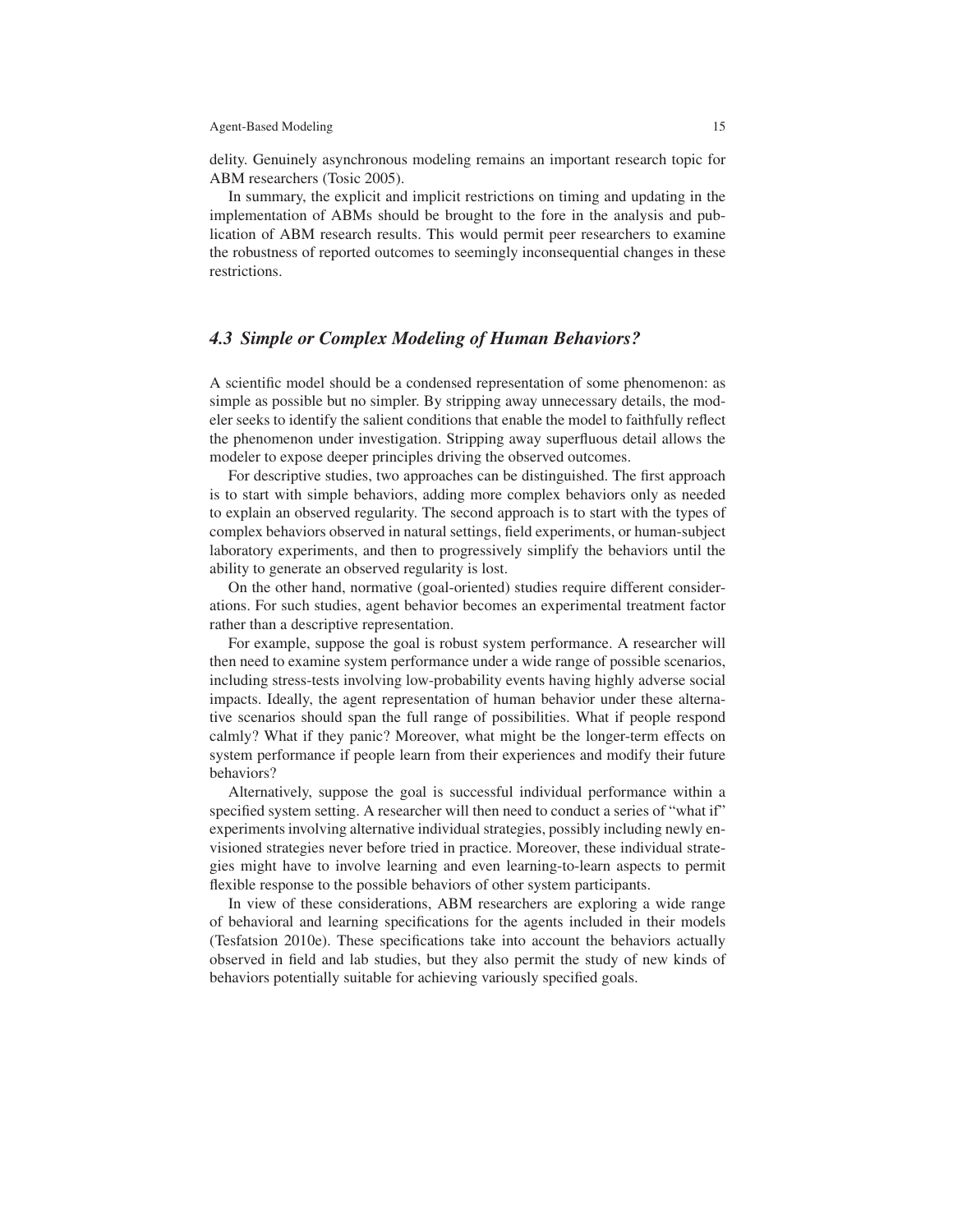delity. Genuinely asynchronous modeling remains an important research topic for ABM researchers (Tosic 2005).

In summary, the explicit and implicit restrictions on timing and updating in the implementation of ABMs should be brought to the fore in the analysis and publication of ABM research results. This would permit peer researchers to examine the robustness of reported outcomes to seemingly inconsequential changes in these restrictions.

### *4.3 Simple or Complex Modeling of Human Behaviors?*

A scientific model should be a condensed representation of some phenomenon: as simple as possible but no simpler. By stripping away unnecessary details, the modeler seeks to identify the salient conditions that enable the model to faithfully reflect the phenomenon under investigation. Stripping away superfluous detail allows the modeler to expose deeper principles driving the observed outcomes.

For descriptive studies, two approaches can be distinguished. The first approach is to start with simple behaviors, adding more complex behaviors only as needed to explain an observed regularity. The second approach is to start with the types of complex behaviors observed in natural settings, field experiments, or human-subject laboratory experiments, and then to progressively simplify the behaviors until the ability to generate an observed regularity is lost.

On the other hand, normative (goal-oriented) studies require different considerations. For such studies, agent behavior becomes an experimental treatment factor rather than a descriptive representation.

For example, suppose the goal is robust system performance. A researcher will then need to examine system performance under a wide range of possible scenarios, including stress-tests involving low-probability events having highly adverse social impacts. Ideally, the agent representation of human behavior under these alternative scenarios should span the full range of possibilities. What if people respond calmly? What if they panic? Moreover, what might be the longer-term effects on system performance if people learn from their experiences and modify their future behaviors?

Alternatively, suppose the goal is successful individual performance within a specified system setting. A researcher will then need to conduct a series of "what if" experiments involving alternative individual strategies, possibly including newly envisioned strategies never before tried in practice. Moreover, these individual strategies might have to involve learning and even learning-to-learn aspects to permit flexible response to the possible behaviors of other system participants.

In view of these considerations, ABM researchers are exploring a wide range of behavioral and learning specifications for the agents included in their models (Tesfatsion 2010e). These specifications take into account the behaviors actually observed in field and lab studies, but they also permit the study of new kinds of behaviors potentially suitable for achieving variously specified goals.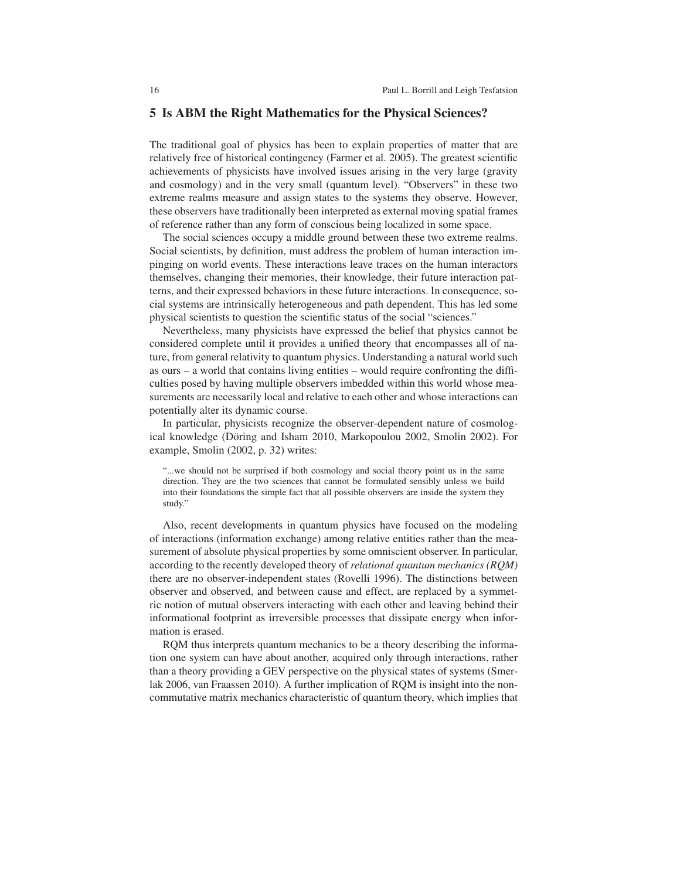## 5 Is ABM the Right Mathematics for the Physical Sciences?

The traditional goal of physics has been to explain properties of matter that are relatively free of historical contingency (Farmer et al. 2005). The greatest scientific achievements of physicists have involved issues arising in the very large (gravity and cosmology) and in the very small (quantum level). "Observers" in these two extreme realms measure and assign states to the systems they observe. However, these observers have traditionally been interpreted as external moving spatial frames of reference rather than any form of conscious being localized in some space.

The social sciences occupy a middle ground between these two extreme realms. Social scientists, by definition, must address the problem of human interaction impinging on world events. These interactions leave traces on the human interactors themselves, changing their memories, their knowledge, their future interaction patterns, and their expressed behaviors in these future interactions. In consequence, social systems are intrinsically heterogeneous and path dependent. This has led some physical scientists to question the scientific status of the social "sciences."

Nevertheless, many physicists have expressed the belief that physics cannot be considered complete until it provides a unified theory that encompasses all of nature, from general relativity to quantum physics. Understanding a natural world such as ours – a world that contains living entities – would require confronting the difficulties posed by having multiple observers imbedded within this world whose measurements are necessarily local and relative to each other and whose interactions can potentially alter its dynamic course.

In particular, physicists recognize the observer-dependent nature of cosmological knowledge (Döring and Isham 2010, Markopoulou 2002, Smolin 2002). For example, Smolin (2002, p. 32) writes:

> "...we should not be surprised if both cosmology and social theory point us in the same direction. They are the two sciences that cannot be formulated sensibly unless we build into their foundations the simple fact that all possible observers are inside the system they study."

Also, recent developments in quantum physics have focused on the modeling of interactions (information exchange) among relative entities rather than the measurement of absolute physical properties by some omniscient observer. In particular, according to the recently developed theory of *relational quantum mechanics (RQM)* there are no observer-independent states (Rovelli 1996). The distinctions between observer and observed, and between cause and effect, are replaced by a symmetric notion of mutual observers interacting with each other and leaving behind their informational footprint as irreversible processes that dissipate energy when information is erased.

RQM thus interprets quantum mechanics to be a theory describing the information one system can have about another, acquired only through interactions, rather than a theory providing a GEV perspective on the physical states of systems (Smerlak 2006, van Fraassen 2010). A further implication of RQM is insight into the noncommutative matrix mechanics characteristic of quantum theory, which implies that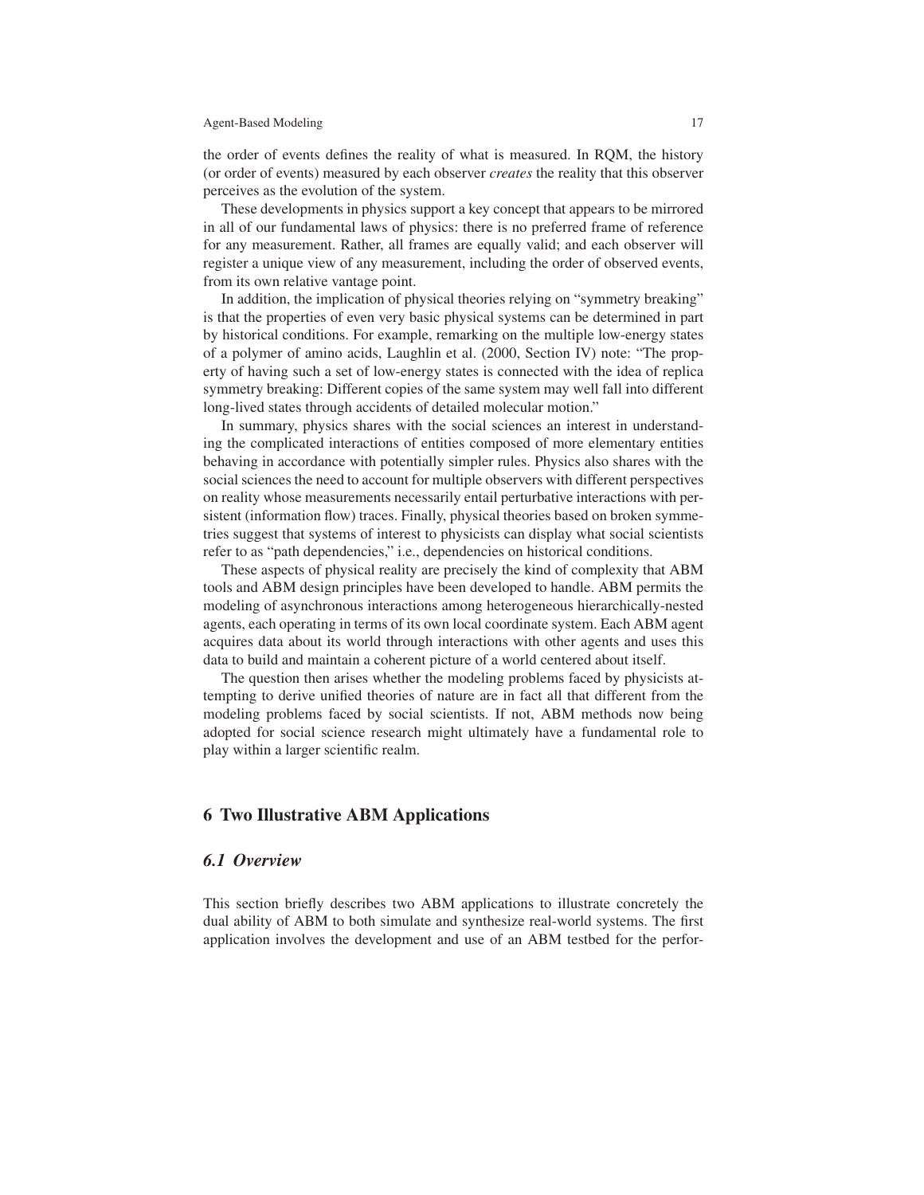the order of events defines the reality of what is measured. In RQM, the history (or order of events) measured by each observer *creates* the reality that this observer perceives as the evolution of the system.

These developments in physics support a key concept that appears to be mirrored in all of our fundamental laws of physics: there is no preferred frame of reference for any measurement. Rather, all frames are equally valid; and each observer will register a unique view of any measurement, including the order of observed events, from its own relative vantage point.

In addition, the implication of physical theories relying on "symmetry breaking" is that the properties of even very basic physical systems can be determined in part by historical conditions. For example, remarking on the multiple low-energy states of a polymer of amino acids, Laughlin et al. (2000, Section IV) note: "The property of having such a set of low-energy states is connected with the idea of replica symmetry breaking: Different copies of the same system may well fall into different long-lived states through accidents of detailed molecular motion."

In summary, physics shares with the social sciences an interest in understanding the complicated interactions of entities composed of more elementary entities behaving in accordance with potentially simpler rules. Physics also shares with the social sciences the need to account for multiple observers with different perspectives on reality whose measurements necessarily entail perturbative interactions with persistent (information flow) traces. Finally, physical theories based on broken symmetries suggest that systems of interest to physicists can display what social scientists refer to as "path dependencies," i.e., dependencies on historical conditions.

These aspects of physical reality are precisely the kind of complexity that ABM tools and ABM design principles have been developed to handle. ABM permits the modeling of asynchronous interactions among heterogeneous hierarchically-nested agents, each operating in terms of its own local coordinate system. Each ABM agent acquires data about its world through interactions with other agents and uses this data to build and maintain a coherent picture of a world centered about itself.

The question then arises whether the modeling problems faced by physicists attempting to derive unified theories of nature are in fact all that different from the modeling problems faced by social scientists. If not, ABM methods now being adopted for social science research might ultimately have a fundamental role to play within a larger scientific realm.

## 6 Two Illustrative ABM Applications

### *6.1 Overview*

This section briefly describes two ABM applications to illustrate concretely the dual ability of ABM to both simulate and synthesize real-world systems. The first application involves the development and use of an ABM testbed for the perfor-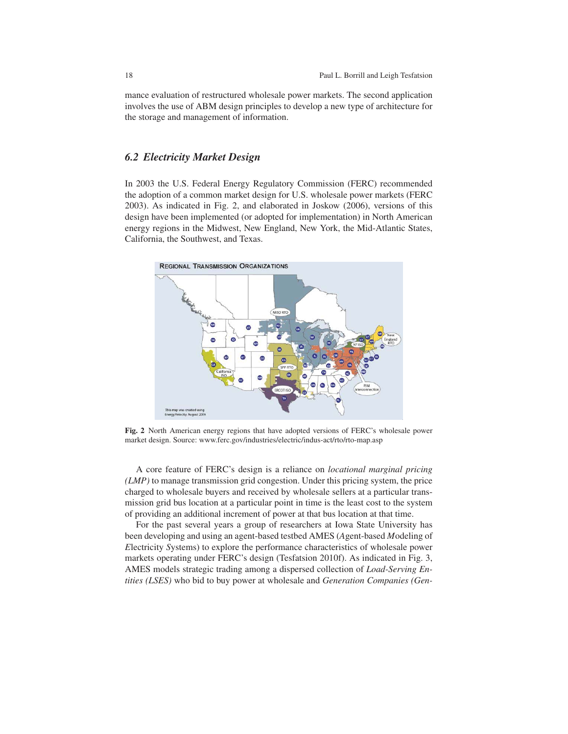mance evaluation of restructured wholesale power markets. The second application involves the use of ABM design principles to develop a new type of architecture for the storage and management of information.

## 6.2 Electricity Market Design

In 2003 the U.S. Federal Energy Regulatory Commission (FERC) recommended the adoption of a common market design for U.S. wholesale power markets (FERC 2003). As indicated in Fig. 2, and elaborated in Joskow (2006), versions of this design have been implemented (or adopted for implementation) in North American energy regions in the Midwest, New England, New York, the Mid-Atlantic States, California, the Southwest, and Texas.

**Fig. 2** North American energy regions that have adopted versions of FERC's wholesale power market design. Source: www.ferc.gov/industries/electric/indus-act/rto/rto-map.asp

A core feature of FERC's design is a reliance on *locational marginal pricing (LMP)* to manage transmission grid congestion. Under this pricing system, the price charged to wholesale buyers and received by wholesale sellers at a particular transmission grid bus location at a particular point in time is the least cost to the system of providing an additional increment of power at that bus location at that time.

For the past several years a group of researchers at Iowa State University has been developing and using an agent-based testbed AMES (*A*gent-based *M*odeling of *E*lectricity *S*ystems) to explore the performance characteristics of wholesale power markets operating under FERC's design (Tesfatsion 2010f). As indicated in Fig. 3, AMES models strategic trading among a dispersed collection of *Load-Serving Entities (LSEs)* who bid to buy power at wholesale and *Generation Companies (Gen-*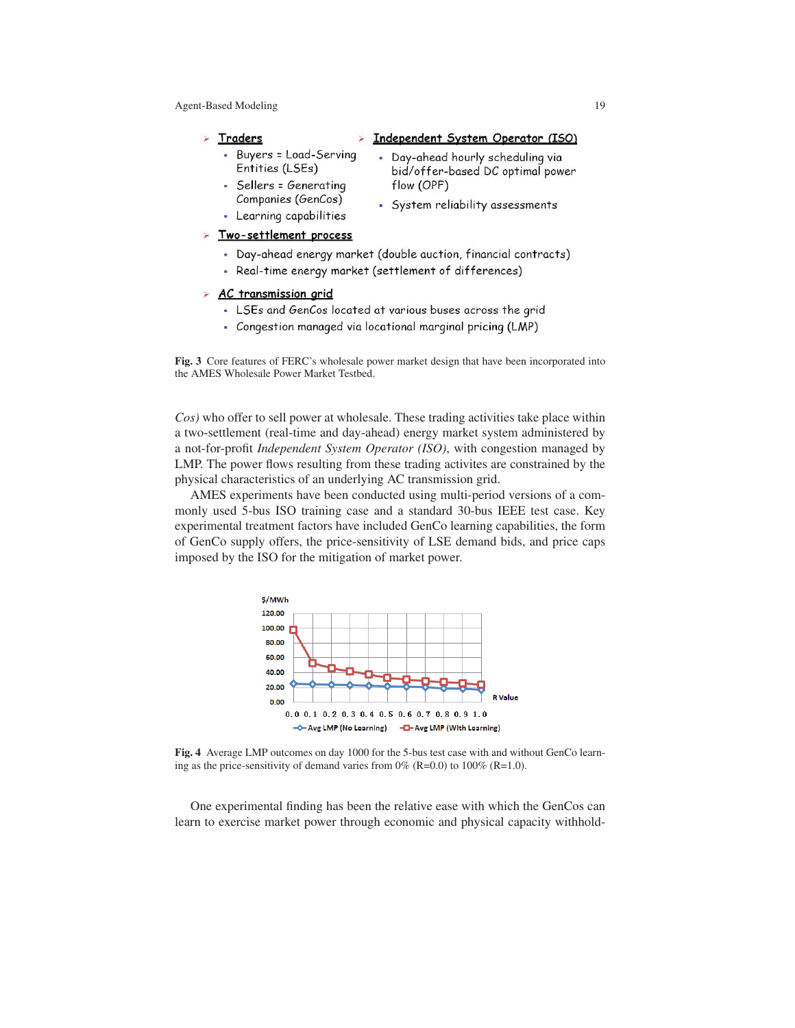- **Traders**
  - Buyers = Load-Serving Entities (LSEs)
  - Sellers = Generating Companies (GenCos)
  - Learning capabilities
- **Independent System Operator (ISO)**
  - Day-ahead hourly scheduling via bid/offer-based DC optimal power flow (OPF)
  - System reliability assessments
- **Two-settlement process**
  - Day-ahead energy market (double auction, financial contracts)
  - Real-time energy market (settlement of differences)
- **AC transmission grid**
  - LSEs and GenCos located at various buses across the grid
  - Congestion managed via locational marginal pricing (LMP)

**Fig. 3** Core features of FERC's wholesale power market design that have been incorporated into the AMES Wholesale Power Market Testbed.

*Cos)* who offer to sell power at wholesale. These trading activities take place within a two-settlement (real-time and day-ahead) energy market system administered by a not-for-profit *Independent System Operator (ISO)*, with congestion managed by LMP. The power flows resulting from these trading activites are constrained by the physical characteristics of an underlying AC transmission grid.

AMES experiments have been conducted using multi-period versions of a commonly used 5-bus ISO training case and a standard 30-bus IEEE test case. Key experimental treatment factors have included GenCo learning capabilities, the form of GenCo supply offers, the price-sensitivity of LSE demand bids, and price caps imposed by the ISO for the mitigation of market power.

**Fig. 4** Average LMP outcomes on day 1000 for the 5-bus test case with and without GenCo learning as the price-sensitivity of demand varies from 0% (R=0.0) to 100% (R=1.0).

One experimental finding has been the relative ease with which the GenCos can learn to exercise market power through economic and physical capacity withhold-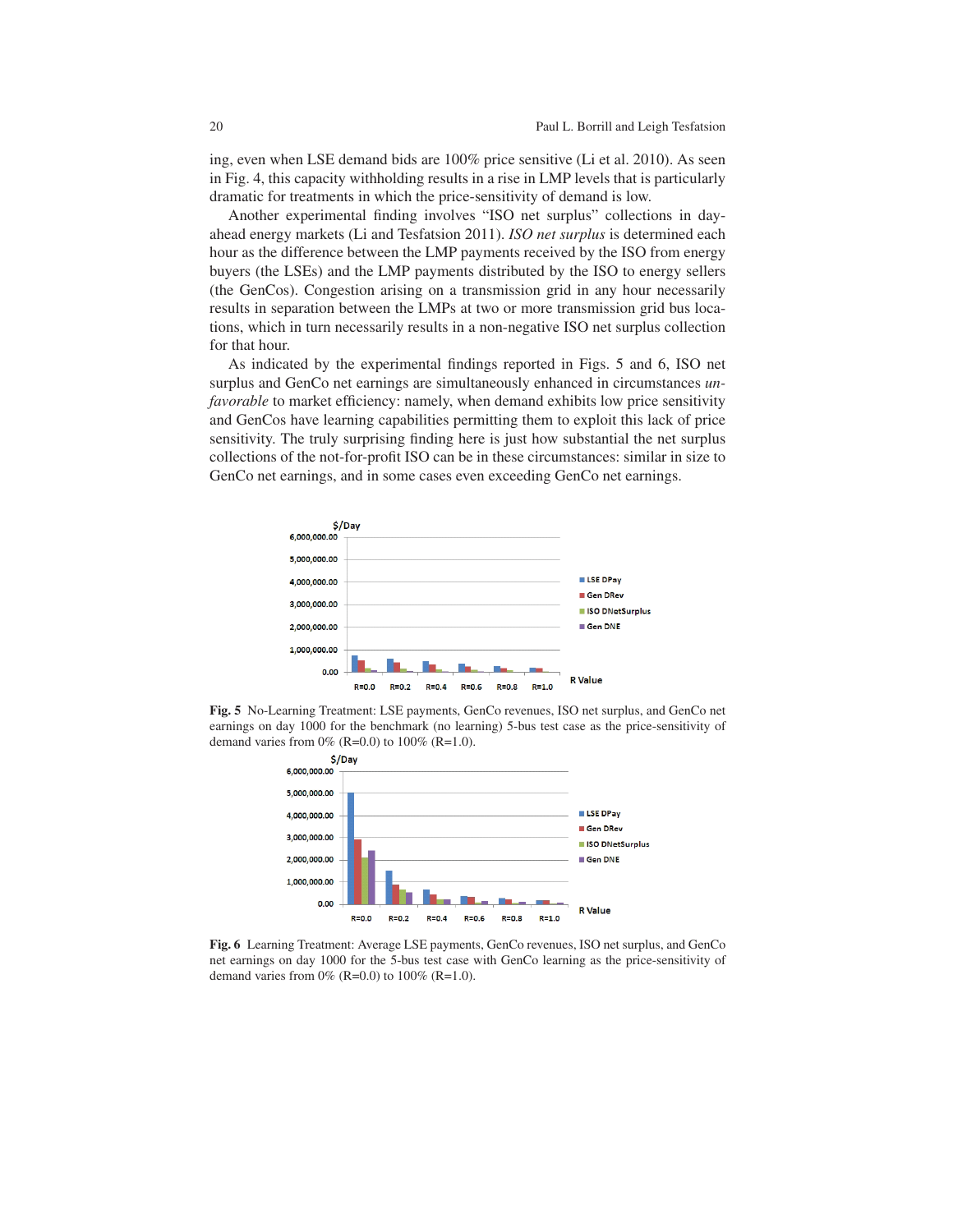ing, even when LSE demand bids are 100% price sensitive (Li et al. 2010). As seen in Fig. 4, this capacity withholding results in a rise in LMP levels that is particularly dramatic for treatments in which the price-sensitivity of demand is low.

Another experimental finding involves "ISO net surplus" collections in day-ahead energy markets (Li and Tesfatsion 2011). *ISO net surplus* is determined each hour as the difference between the LMP payments received by the ISO from energy buyers (the LSEs) and the LMP payments distributed by the ISO to energy sellers (the GenCos). Congestion arising on a transmission grid in any hour necessarily results in separation between the LMPs at two or more transmission grid bus locations, which in turn necessarily results in a non-negative ISO net surplus collection for that hour.

As indicated by the experimental findings reported in Figs. 5 and 6, ISO net surplus and GenCo net earnings are simultaneously enhanced in circumstances *unfavorable* to market efficiency: namely, when demand exhibits low price sensitivity and GenCos have learning capabilities permitting them to exploit this lack of price sensitivity. The truly surprising finding here is just how substantial the net surplus collections of the not-for-profit ISO can be in these circumstances: similar in size to GenCo net earnings, and in some cases even exceeding GenCo net earnings.

**Fig. 5** No-Learning Treatment: LSE payments, GenCo revenues, ISO net surplus, and GenCo net earnings on day 1000 for the benchmark (no learning) 5-bus test case as the price-sensitivity of demand varies from 0% (R=0.0) to 100% (R=1.0).

**Fig. 6** Learning Treatment: Average LSE payments, GenCo revenues, ISO net surplus, and GenCo net earnings on day 1000 for the 5-bus test case with GenCo learning as the price-sensitivity of demand varies from 0% (R=0.0) to 100% (R=1.0).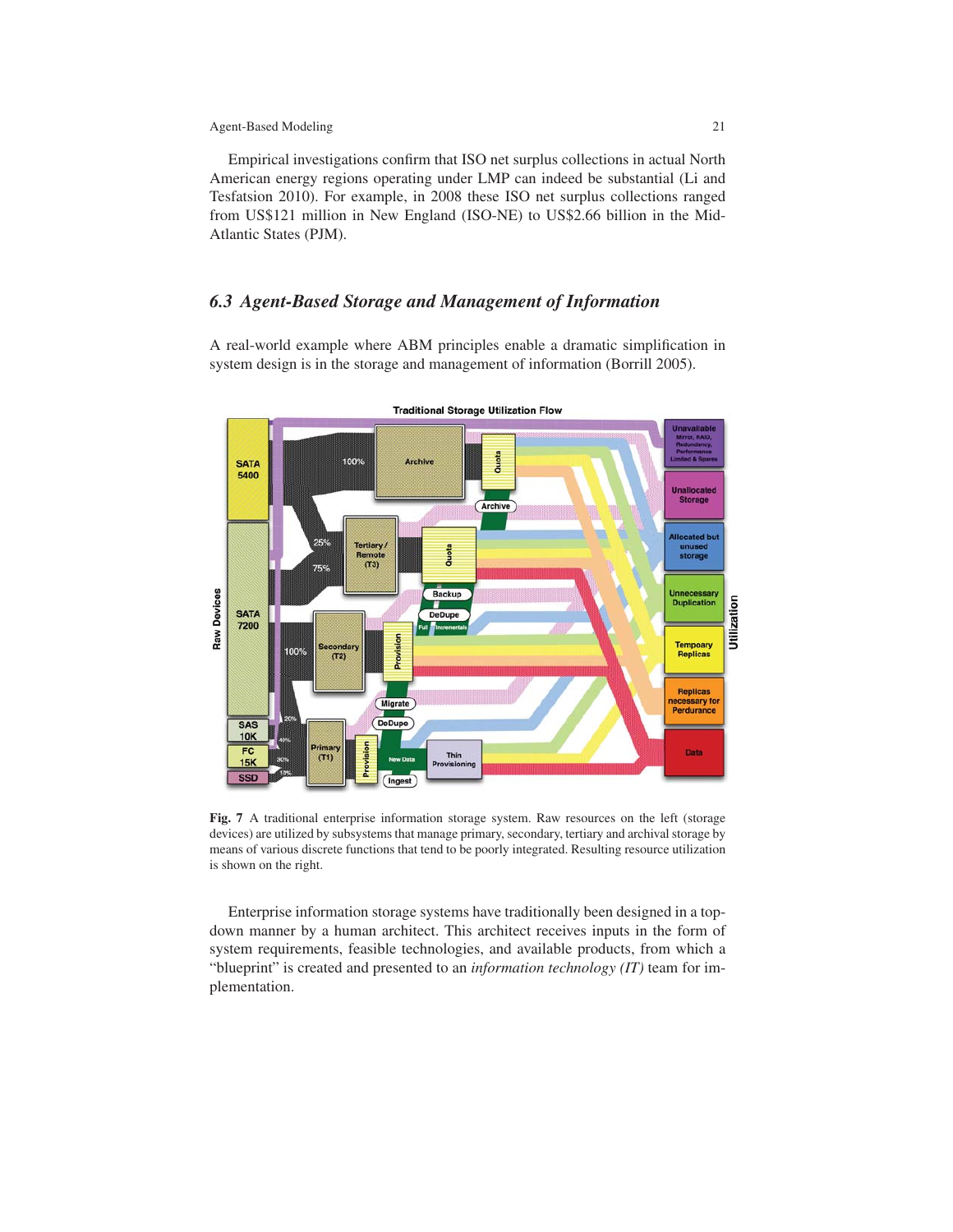Empirical investigations confirm that ISO net surplus collections in actual North American energy regions operating under LMP can indeed be substantial (Li and Tesfatsion 2010). For example, in 2008 these ISO net surplus collections ranged from US$121 million in New England (ISO-NE) to US$2.66 billion in the Mid-Atlantic States (PJM).

### 6.3 Agent-Based Storage and Management of Information

A real-world example where ABM principles enable a dramatic simplification in system design is in the storage and management of information (Borrill 2005).

**Fig. 7** A traditional enterprise information storage system. Raw resources on the left (storage devices) are utilized by subsystems that manage primary, secondary, tertiary and archival storage by means of various discrete functions that tend to be poorly integrated. Resulting resource utilization is shown on the right.

Enterprise information storage systems have traditionally been designed in a top-down manner by a human architect. This architect receives inputs in the form of system requirements, feasible technologies, and available products, from which a "blueprint" is created and presented to an *information technology (IT)* team for implementation.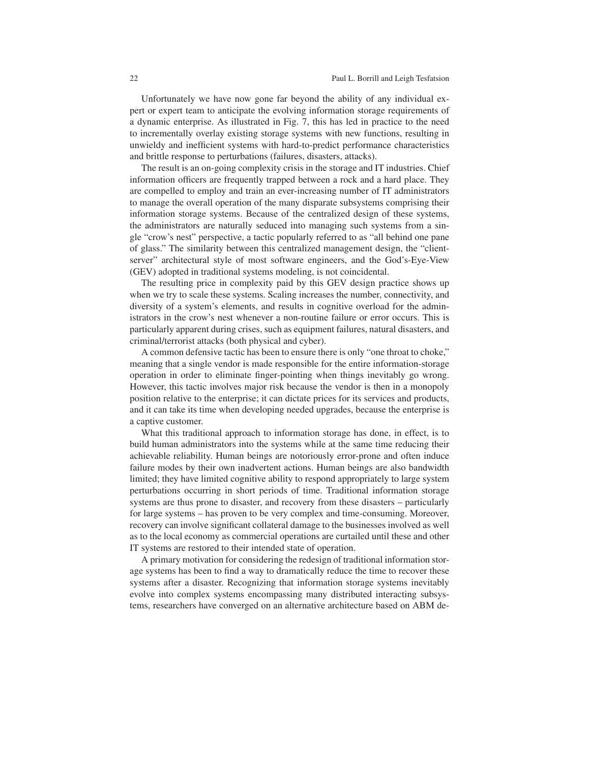Unfortunately we have now gone far beyond the ability of any individual expert or expert team to anticipate the evolving information storage requirements of a dynamic enterprise. As illustrated in Fig. 7, this has led in practice to the need to incrementally overlay existing storage systems with new functions, resulting in unwieldy and inefficient systems with hard-to-predict performance characteristics and brittle response to perturbations (failures, disasters, attacks).

The result is an on-going complexity crisis in the storage and IT industries. Chief information officers are frequently trapped between a rock and a hard place. They are compelled to employ and train an ever-increasing number of IT administrators to manage the overall operation of the many disparate subsystems comprising their information storage systems. Because of the centralized design of these systems, the administrators are naturally seduced into managing such systems from a single "crow's nest" perspective, a tactic popularly referred to as "all behind one pane of glass." The similarity between this centralized management design, the "client-server" architectural style of most software engineers, and the God's-Eye-View (GEV) adopted in traditional systems modeling, is not coincidental.

The resulting price in complexity paid by this GEV design practice shows up when we try to scale these systems. Scaling increases the number, connectivity, and diversity of a system's elements, and results in cognitive overload for the administrators in the crow's nest whenever a non-routine failure or error occurs. This is particularly apparent during crises, such as equipment failures, natural disasters, and criminal/terrorist attacks (both physical and cyber).

A common defensive tactic has been to ensure there is only "one throat to choke," meaning that a single vendor is made responsible for the entire information-storage operation in order to eliminate finger-pointing when things inevitably go wrong. However, this tactic involves major risk because the vendor is then in a monopoly position relative to the enterprise; it can dictate prices for its services and products, and it can take its time when developing needed upgrades, because the enterprise is a captive customer.

What this traditional approach to information storage has done, in effect, is to build human administrators into the systems while at the same time reducing their achievable reliability. Human beings are notoriously error-prone and often induce failure modes by their own inadvertent actions. Human beings are also bandwidth limited; they have limited cognitive ability to respond appropriately to large system perturbations occurring in short periods of time. Traditional information storage systems are thus prone to disaster, and recovery from these disasters – particularly for large systems – has proven to be very complex and time-consuming. Moreover, recovery can involve significant collateral damage to the businesses involved as well as to the local economy as commercial operations are curtailed until these and other IT systems are restored to their intended state of operation.

A primary motivation for considering the redesign of traditional information storage systems has been to find a way to dramatically reduce the time to recover these systems after a disaster. Recognizing that information storage systems inevitably evolve into complex systems encompassing many distributed interacting subsystems, researchers have converged on an alternative architecture based on ABM de-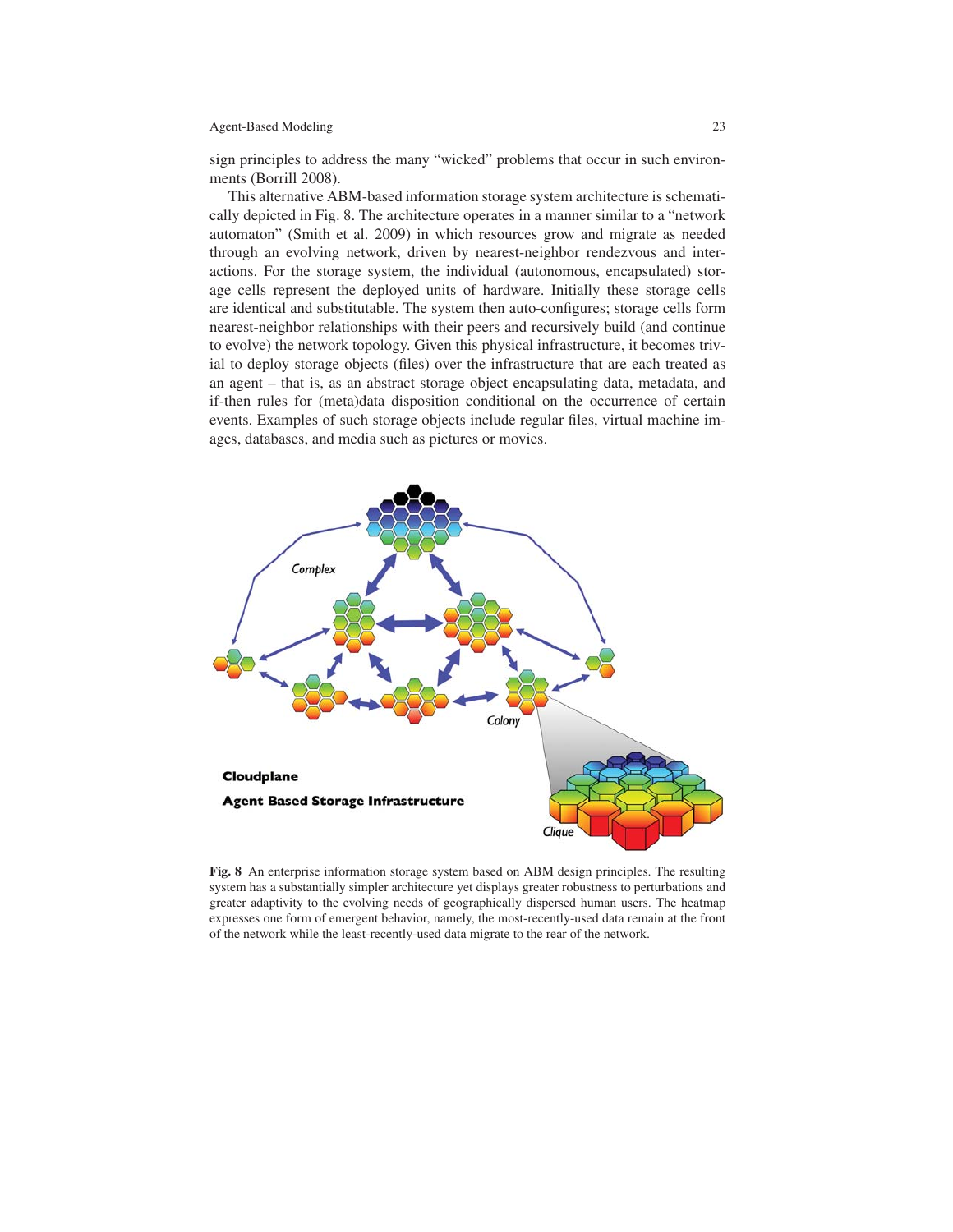sign principles to address the many "wicked" problems that occur in such environments (Borrill 2008).

This alternative ABM-based information storage system architecture is schematically depicted in Fig. 8. The architecture operates in a manner similar to a "network automaton" (Smith et al. 2009) in which resources grow and migrate as needed through an evolving network, driven by nearest-neighbor rendezvous and interactions. For the storage system, the individual (autonomous, encapsulated) storage cells represent the deployed units of hardware. Initially these storage cells are identical and substitutable. The system then auto-configures; storage cells form nearest-neighbor relationships with their peers and recursively build (and continue to evolve) the network topology. Given this physical infrastructure, it becomes trivial to deploy storage objects (files) over the infrastructure that are each treated as an agent – that is, as an abstract storage object encapsulating data, metadata, and if-then rules for (meta)data disposition conditional on the occurrence of certain events. Examples of such storage objects include regular files, virtual machine images, databases, and media such as pictures or movies.

**Fig. 8** An enterprise information storage system based on ABM design principles. The resulting system has a substantially simpler architecture yet displays greater robustness to perturbations and greater adaptivity to the evolving needs of geographically dispersed human users. The heatmap expresses one form of emergent behavior, namely, the most-recently-used data remain at the front of the network while the least-recently-used data migrate to the rear of the network.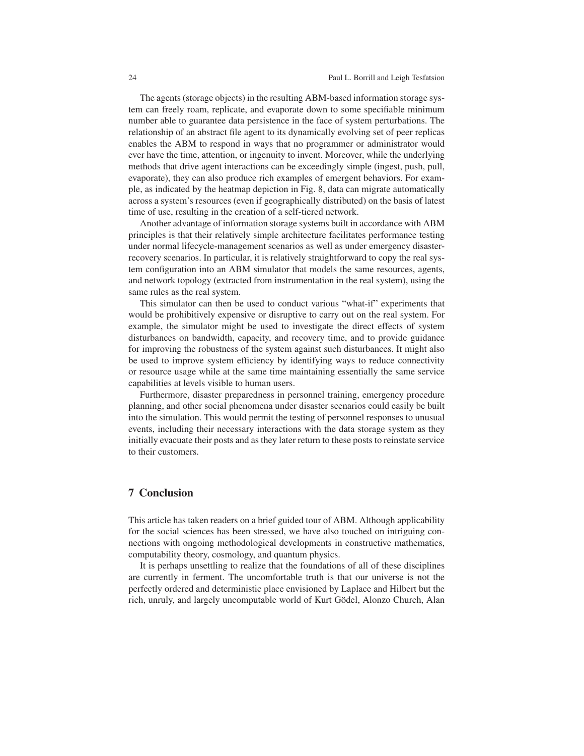The agents (storage objects) in the resulting ABM-based information storage system can freely roam, replicate, and evaporate down to some specifiable minimum number able to guarantee data persistence in the face of system perturbations. The relationship of an abstract file agent to its dynamically evolving set of peer replicas enables the ABM to respond in ways that no programmer or administrator would ever have the time, attention, or ingenuity to invent. Moreover, while the underlying methods that drive agent interactions can be exceedingly simple (ingest, push, pull, evaporate), they can also produce rich examples of emergent behaviors. For example, as indicated by the heatmap depiction in Fig. 8, data can migrate automatically across a system's resources (even if geographically distributed) on the basis of latest time of use, resulting in the creation of a self-tiered network.

Another advantage of information storage systems built in accordance with ABM principles is that their relatively simple architecture facilitates performance testing under normal lifecycle-management scenarios as well as under emergency disaster-recovery scenarios. In particular, it is relatively straightforward to copy the real system configuration into an ABM simulator that models the same resources, agents, and network topology (extracted from instrumentation in the real system), using the same rules as the real system.

This simulator can then be used to conduct various "what-if" experiments that would be prohibitively expensive or disruptive to carry out on the real system. For example, the simulator might be used to investigate the direct effects of system disturbances on bandwidth, capacity, and recovery time, and to provide guidance for improving the robustness of the system against such disturbances. It might also be used to improve system efficiency by identifying ways to reduce connectivity or resource usage while at the same time maintaining essentially the same service capabilities at levels visible to human users.

Furthermore, disaster preparedness in personnel training, emergency procedure planning, and other social phenomena under disaster scenarios could easily be built into the simulation. This would permit the testing of personnel responses to unusual events, including their necessary interactions with the data storage system as they initially evacuate their posts and as they later return to these posts to reinstate service to their customers.

## 7 Conclusion

This article has taken readers on a brief guided tour of ABM. Although applicability for the social sciences has been stressed, we have also touched on intriguing connections with ongoing methodological developments in constructive mathematics, computability theory, cosmology, and quantum physics.

It is perhaps unsettling to realize that the foundations of all of these disciplines are currently in ferment. The uncomfortable truth is that our universe is not the perfectly ordered and deterministic place envisioned by Laplace and Hilbert but the rich, unruly, and largely uncomputable world of Kurt Gödel, Alonzo Church, Alan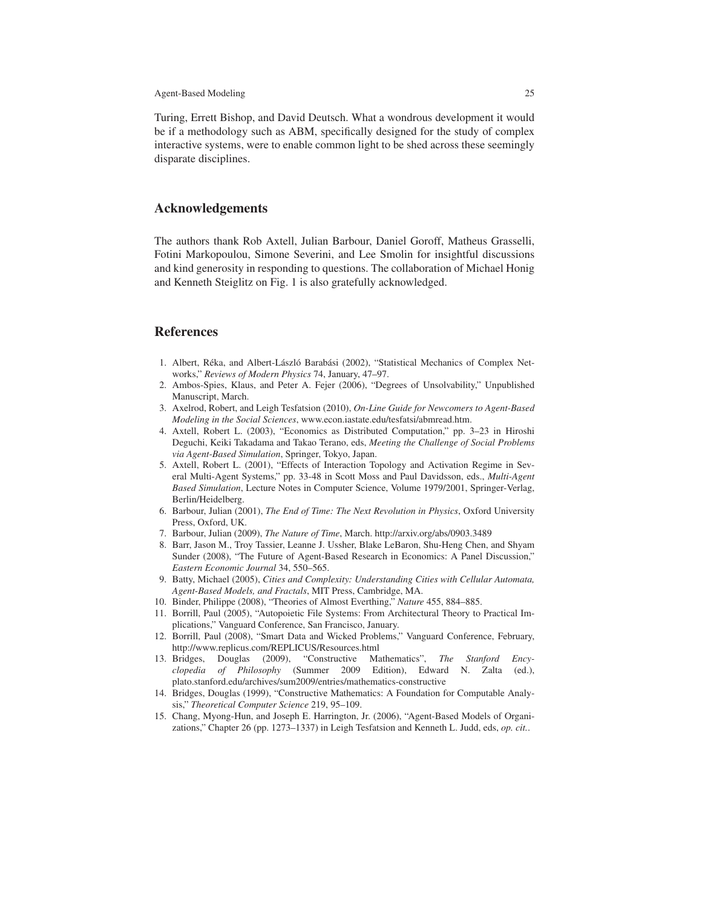Turing, Errett Bishop, and David Deutsch. What a wondrous development it would be if a methodology such as ABM, specifically designed for the study of complex interactive systems, were to enable common light to be shed across these seemingly disparate disciplines.

## Acknowledgements

The authors thank Rob Axtell, Julian Barbour, Daniel Goroff, Matheus Grasselli, Fotini Markopoulou, Simone Severini, and Lee Smolin for insightful discussions and kind generosity in responding to questions. The collaboration of Michael Honig and Kenneth Steiglitz on Fig. 1 is also gratefully acknowledged.

## References

1. Albert, Réka, and Albert-László Barabási (2002), "Statistical Mechanics of Complex Networks," *Reviews of Modern Physics* 74, January, 47–97.
2. Ambos-Spies, Klaus, and Peter A. Fejer (2006), "Degrees of Unsolvability," Unpublished Manuscript, March.
3. Axelrod, Robert, and Leigh Tesfatsion (2010), *On-Line Guide for Newcomers to Agent-Based Modeling in the Social Sciences*, www.econ.iastate.edu/tesfatsi/abmread.htm.
4. Axtell, Robert L. (2003), "Economics as Distributed Computation," pp. 3–23 in Hiroshi Deguchi, Keiki Takadama and Takao Terano, eds, *Meeting the Challenge of Social Problems via Agent-Based Simulation*, Springer, Tokyo, Japan.
5. Axtell, Robert L. (2001), "Effects of Interaction Topology and Activation Regime in Several Multi-Agent Systems," pp. 33-48 in Scott Moss and Paul Davidsson, eds., *Multi-Agent Based Simulation*, Lecture Notes in Computer Science, Volume 1979/2001, Springer-Verlag, Berlin/Heidelberg.
6. Barbour, Julian (2001), *The End of Time: The Next Revolution in Physics*, Oxford University Press, Oxford, UK.
7. Barbour, Julian (2009), *The Nature of Time*, March. http://arxiv.org/abs/0903.3489
8. Barr, Jason M., Troy Tassier, Leanne J. Ussher, Blake LeBaron, Shu-Heng Chen, and Shyam Sunder (2008), "The Future of Agent-Based Research in Economics: A Panel Discussion," *Eastern Economic Journal* 34, 550–565.
9. Batty, Michael (2005), *Cities and Complexity: Understanding Cities with Cellular Automata, Agent-Based Models, and Fractals*, MIT Press, Cambridge, MA.
10. Binder, Philippe (2008), "Theories of Almost Everthing," *Nature* 455, 884–885.
11. Borrill, Paul (2005), "Autopoietic File Systems: From Architectural Theory to Practical Implications," Vanguard Conference, San Francisco, January.
12. Borrill, Paul (2008), "Smart Data and Wicked Problems," Vanguard Conference, February, http://www.replicus.com/REPLICUS/Resources.html
13. Bridges, Douglas (2009), "Constructive Mathematics", *The Stanford Encyclopedia of Philosophy* (Summer 2009 Edition), Edward N. Zalta (ed.), plato.stanford.edu/archives/sum2009/entries/mathematics-constructive
14. Bridges, Douglas (1999), "Constructive Mathematics: A Foundation for Computable Analysis," *Theoretical Computer Science* 219, 95–109.
15. Chang, Myong-Hun, and Joseph E. Harrington, Jr. (2006), "Agent-Based Models of Organizations," Chapter 26 (pp. 1273–1337) in Leigh Tesfatsion and Kenneth L. Judd, eds, *op. cit.*.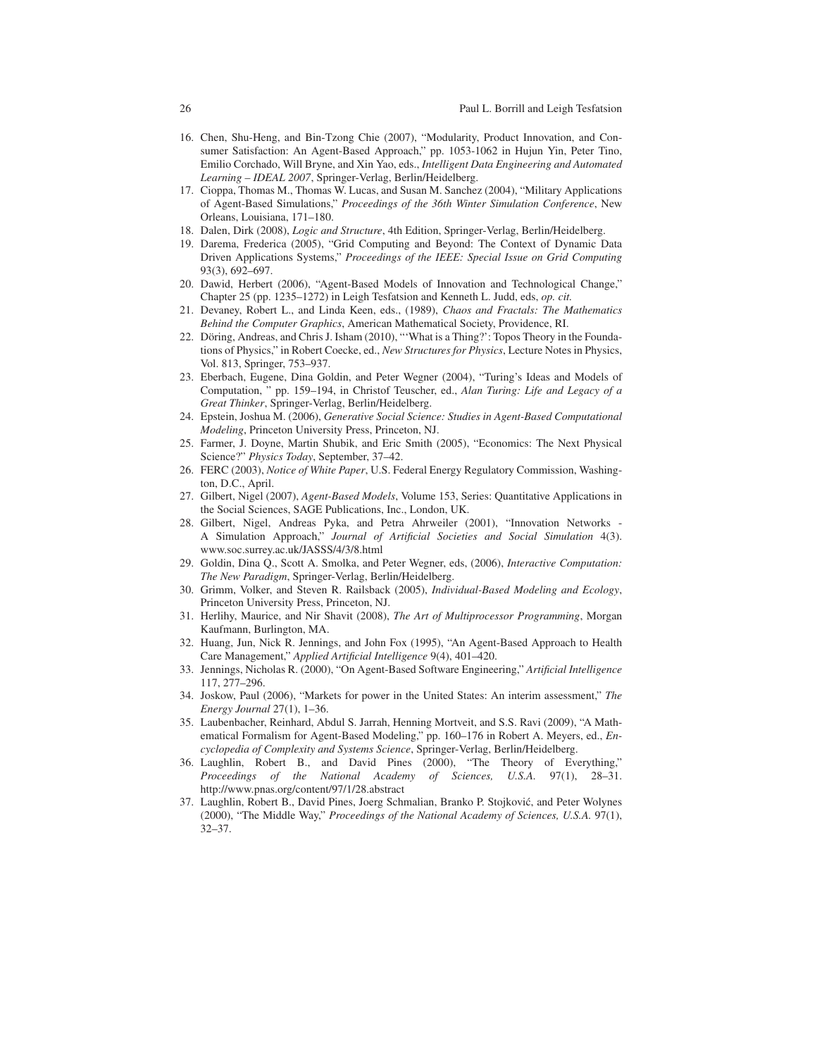16. Chen, Shu-Heng, and Bin-Tzong Chie (2007), "Modularity, Product Innovation, and Consumer Satisfaction: An Agent-Based Approach," pp. 1053-1062 in Hujun Yin, Peter Tino, Emilio Corchado, Will Bryne, and Xin Yao, eds., *Intelligent Data Engineering and Automated Learning – IDEAL 2007*, Springer-Verlag, Berlin/Heidelberg.
17. Cioppa, Thomas M., Thomas W. Lucas, and Susan M. Sanchez (2004), "Military Applications of Agent-Based Simulations," *Proceedings of the 36th Winter Simulation Conference*, New Orleans, Louisiana, 171–180.
18. Dalen, Dirk (2008), *Logic and Structure*, 4th Edition, Springer-Verlag, Berlin/Heidelberg.
19. Darema, Frederica (2005), "Grid Computing and Beyond: The Context of Dynamic Data Driven Applications Systems," *Proceedings of the IEEE: Special Issue on Grid Computing* 93(3), 692–697.
20. Dawid, Herbert (2006), "Agent-Based Models of Innovation and Technological Change," Chapter 25 (pp. 1235–1272) in Leigh Tesfatsion and Kenneth L. Judd, eds, *op. cit.*
21. Devaney, Robert L., and Linda Keen, eds., (1989), *Chaos and Fractals: The Mathematics Behind the Computer Graphics*, American Mathematical Society, Providence, RI.
22. Döring, Andreas, and Chris J. Isham (2010), "'What is a Thing?': Topos Theory in the Foundations of Physics," in Robert Coecke, ed., *New Structures for Physics*, Lecture Notes in Physics, Vol. 813, Springer, 753–937.
23. Eberbach, Eugene, Dina Goldin, and Peter Wegner (2004), "Turing's Ideas and Models of Computation, " pp. 159–194, in Christof Teuscher, ed., *Alan Turing: Life and Legacy of a Great Thinker*, Springer-Verlag, Berlin/Heidelberg.
24. Epstein, Joshua M. (2006), *Generative Social Science: Studies in Agent-Based Computational Modeling*, Princeton University Press, Princeton, NJ.
25. Farmer, J. Doyne, Martin Shubik, and Eric Smith (2005), "Economics: The Next Physical Science?" *Physics Today*, September, 37–42.
26. FERC (2003), *Notice of White Paper*, U.S. Federal Energy Regulatory Commission, Washington, D.C., April.
27. Gilbert, Nigel (2007), *Agent-Based Models*, Volume 153, Series: Quantitative Applications in the Social Sciences, SAGE Publications, Inc., London, UK.
28. Gilbert, Nigel, Andreas Pyka, and Petra Ahrweiler (2001), "Innovation Networks - A Simulation Approach," *Journal of Artificial Societies and Social Simulation* 4(3). www.soc.surrey.ac.uk/JASSS/4/3/8.html
29. Goldin, Dina Q., Scott A. Smolka, and Peter Wegner, eds, (2006), *Interactive Computation: The New Paradigm*, Springer-Verlag, Berlin/Heidelberg.
30. Grimm, Volker, and Steven R. Railsback (2005), *Individual-Based Modeling and Ecology*, Princeton University Press, Princeton, NJ.
31. Herlihy, Maurice, and Nir Shavit (2008), *The Art of Multiprocessor Programming*, Morgan Kaufmann, Burlington, MA.
32. Huang, Jun, Nick R. Jennings, and John Fox (1995), "An Agent-Based Approach to Health Care Management," *Applied Artificial Intelligence* 9(4), 401–420.
33. Jennings, Nicholas R. (2000), "On Agent-Based Software Engineering," *Artificial Intelligence* 117, 277–296.
34. Joskow, Paul (2006), "Markets for power in the United States: An interim assessment," *The Energy Journal* 27(1), 1–36.
35. Laubenbacher, Reinhard, Abdul S. Jarrah, Henning Mortveit, and S.S. Ravi (2009), "A Mathematical Formalism for Agent-Based Modeling," pp. 160–176 in Robert A. Meyers, ed., *Encyclopedia of Complexity and Systems Science*, Springer-Verlag, Berlin/Heidelberg.
36. Laughlin, Robert B., and David Pines (2000), "The Theory of Everything," *Proceedings of the National Academy of Sciences, U.S.A.* 97(1), 28–31. http://www.pnas.org/content/97/1/28.abstract
37. Laughlin, Robert B., David Pines, Joerg Schmalian, Branko P. Stojković, and Peter Wolynes (2000), "The Middle Way," *Proceedings of the National Academy of Sciences, U.S.A.* 97(1), 32–37.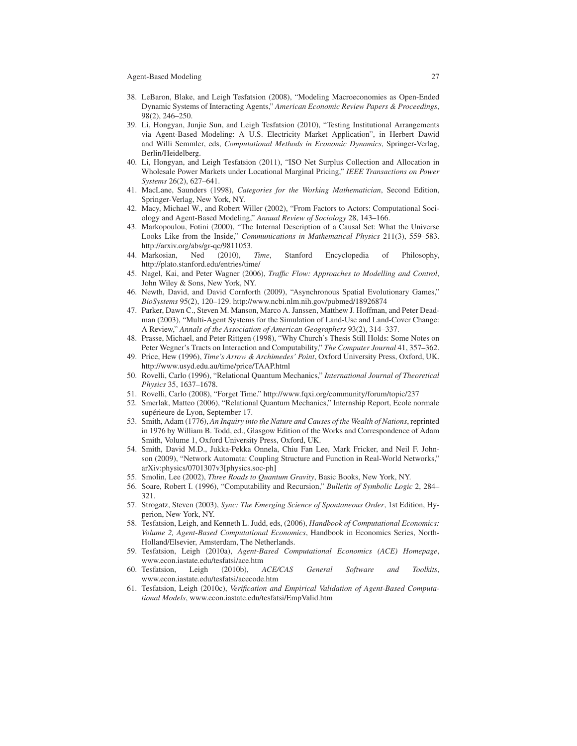38. LeBaron, Blake, and Leigh Tesfatsion (2008), "Modeling Macroeconomies as Open-Ended Dynamic Systems of Interacting Agents," *American Economic Review Papers & Proceedings*, 98(2), 246–250.
39. Li, Hongyan, Junjie Sun, and Leigh Tesfatsion (2010), "Testing Institutional Arrangements via Agent-Based Modeling: A U.S. Electricity Market Application", in Herbert Dawid and Willi Semmler, eds, *Computational Methods in Economic Dynamics*, Springer-Verlag, Berlin/Heidelberg.
40. Li, Hongyan, and Leigh Tesfatsion (2011), "ISO Net Surplus Collection and Allocation in Wholesale Power Markets under Locational Marginal Pricing," *IEEE Transactions on Power Systems* 26(2), 627–641.
41. MacLane, Saunders (1998), *Categories for the Working Mathematician*, Second Edition, Springer-Verlag, New York, NY.
42. Macy, Michael W., and Robert Willer (2002), "From Factors to Actors: Computational Sociology and Agent-Based Modeling," *Annual Review of Sociology* 28, 143–166.
43. Markopoulou, Fotini (2000), "The Internal Description of a Causal Set: What the Universe Looks Like from the Inside," *Communications in Mathematical Physics* 211(3), 559–583. http://arxiv.org/abs/gr-qc/9811053.
44. Markosian, Ned (2010), *Time*, Stanford Encyclopedia of Philosophy, http://plato.stanford.edu/entries/time/
45. Nagel, Kai, and Peter Wagner (2006), *Traffic Flow: Approaches to Modelling and Control*, John Wiley & Sons, New York, NY.
46. Newth, David, and David Cornforth (2009), "Asynchronous Spatial Evolutionary Games," *BioSystems* 95(2), 120–129. http://www.ncbi.nlm.nih.gov/pubmed/18926874
47. Parker, Dawn C., Steven M. Manson, Marco A. Janssen, Matthew J. Hoffman, and Peter Deadman (2003), "Multi-Agent Systems for the Simulation of Land-Use and Land-Cover Change: A Review," *Annals of the Association of American Geographers* 93(2), 314–337.
48. Prasse, Michael, and Peter Rittgen (1998), "Why Church's Thesis Still Holds: Some Notes on Peter Wegner's Tracts on Interaction and Computability," *The Computer Journal* 41, 357–362.
49. Price, Hew (1996), *Time's Arrow & Archimedes' Point*, Oxford University Press, Oxford, UK. http://www.usyd.edu.au/time/price/TAAP.html
50. Rovelli, Carlo (1996), "Relational Quantum Mechanics," *International Journal of Theoretical Physics* 35, 1637–1678.
51. Rovelli, Carlo (2008), "Forget Time." http://www.fqxi.org/community/forum/topic/237
52. Smerlak, Matteo (2006), "Relational Quantum Mechanics," Internship Report, Ecole normale supérieure de Lyon, September 17.
53. Smith, Adam (1776), *An Inquiry into the Nature and Causes of the Wealth of Nations*, reprinted in 1976 by William B. Todd, ed., Glasgow Edition of the Works and Correspondence of Adam Smith, Volume 1, Oxford University Press, Oxford, UK.
54. Smith, David M.D., Jukka-Pekka Onnela, Chiu Fan Lee, Mark Fricker, and Neil F. Johnson (2009), "Network Automata: Coupling Structure and Function in Real-World Networks," arXiv:physics/0701307v3[physics.soc-ph]
55. Smolin, Lee (2002), *Three Roads to Quantum Gravity*, Basic Books, New York, NY.
56. Soare, Robert I. (1996), "Computability and Recursion," *Bulletin of Symbolic Logic* 2, 284–321.
57. Strogatz, Steven (2003), *Sync: The Emerging Science of Spontaneous Order*, 1st Edition, Hyperion, New York, NY.
58. Tesfatsion, Leigh, and Kenneth L. Judd, eds, (2006), *Handbook of Computational Economics: Volume 2, Agent-Based Computational Economics*, Handbook in Economics Series, North-Holland/Elsevier, Amsterdam, The Netherlands.
59. Tesfatsion, Leigh (2010a), *Agent-Based Computational Economics (ACE) Homepage*, www.econ.iastate.edu/tesfatsi/ace.htm
60. Tesfatsion, Leigh (2010b), *ACE/CAS General Software and Toolkits*, www.econ.iastate.edu/tesfatsi/acecode.htm
61. Tesfatsion, Leigh (2010c), *Verification and Empirical Validation of Agent-Based Computational Models*, www.econ.iastate.edu/tesfatsi/EmpValid.htm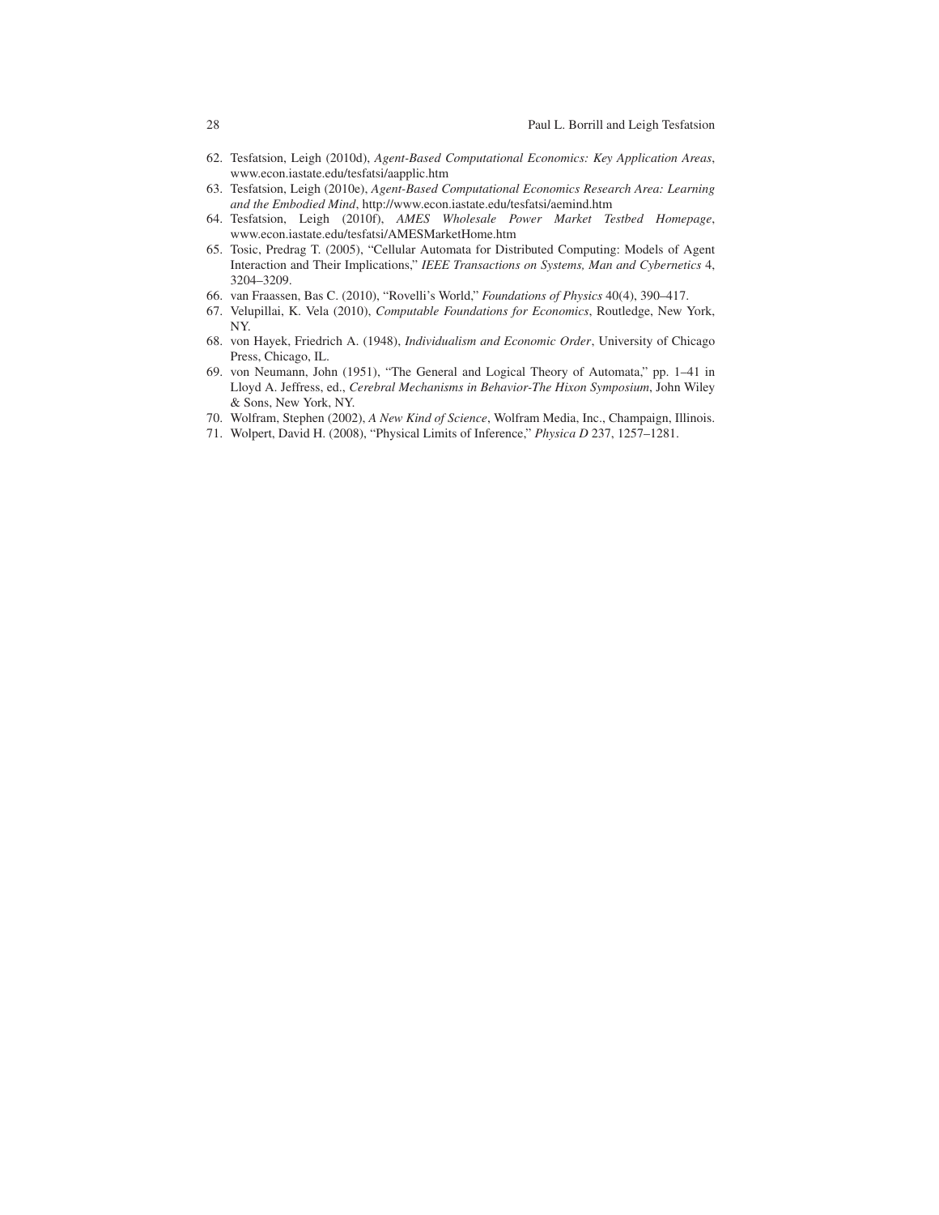62. Tesfatsion, Leigh (2010d), *Agent-Based Computational Economics: Key Application Areas*, www.econ.iastate.edu/tesfatsi/aapplic.htm
63. Tesfatsion, Leigh (2010e), *Agent-Based Computational Economics Research Area: Learning and the Embodied Mind*, http://www.econ.iastate.edu/tesfatsi/aemind.htm
64. Tesfatsion, Leigh (2010f), *AMES Wholesale Power Market Testbed Homepage*, www.econ.iastate.edu/tesfatsi/AMESMarketHome.htm
65. Tosic, Predrag T. (2005), "Cellular Automata for Distributed Computing: Models of Agent Interaction and Their Implications," *IEEE Transactions on Systems, Man and Cybernetics* 4, 3204–3209.
66. van Fraassen, Bas C. (2010), "Rovelli's World," *Foundations of Physics* 40(4), 390–417.
67. Velupillai, K. Vela (2010), *Computable Foundations for Economics*, Routledge, New York, NY.
68. von Hayek, Friedrich A. (1948), *Individualism and Economic Order*, University of Chicago Press, Chicago, IL.
69. von Neumann, John (1951), "The General and Logical Theory of Automata," pp. 1–41 in Lloyd A. Jeffress, ed., *Cerebral Mechanisms in Behavior-The Hixon Symposium*, John Wiley & Sons, New York, NY.
70. Wolfram, Stephen (2002), *A New Kind of Science*, Wolfram Media, Inc., Champaign, Illinois.
71. Wolpert, David H. (2008), "Physical Limits of Inference," *Physica D* 237, 1257–1281.